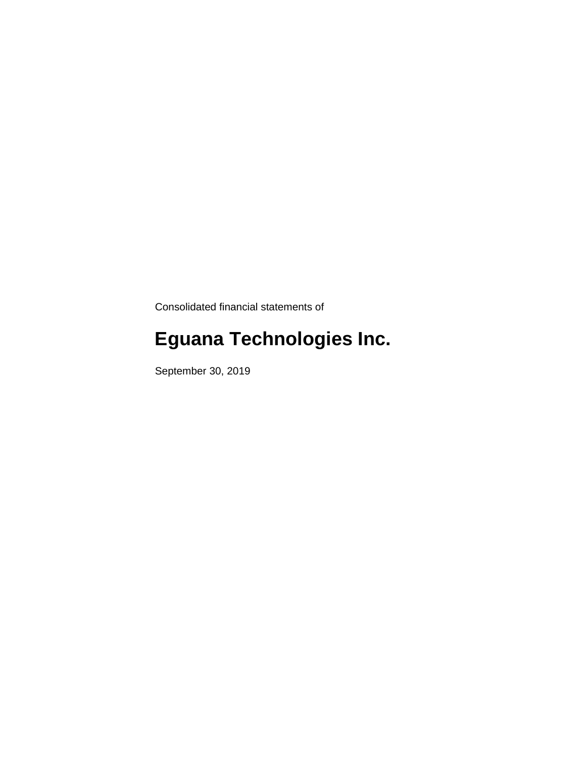Consolidated financial statements of

# Eguana Technologies Inc.

September 30, 2019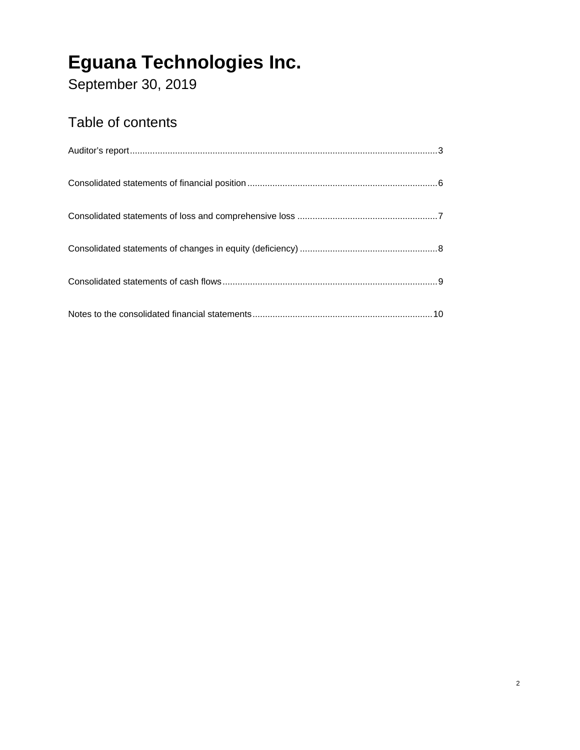# Eguana Technologies Inc.

September 30, 2019

## Table of contents

Auditor's report........................................................................................................................3

Consolidated statements of financial position..........................................................................6

Consolidated statements of loss and comprehensive loss .......................................................7

Consolidated statements of changes in equity (deficiency) ......................................................8

Consolidated statements of cash flows....................................................................................9

Notes to the consolidated financial statements.......................................................................10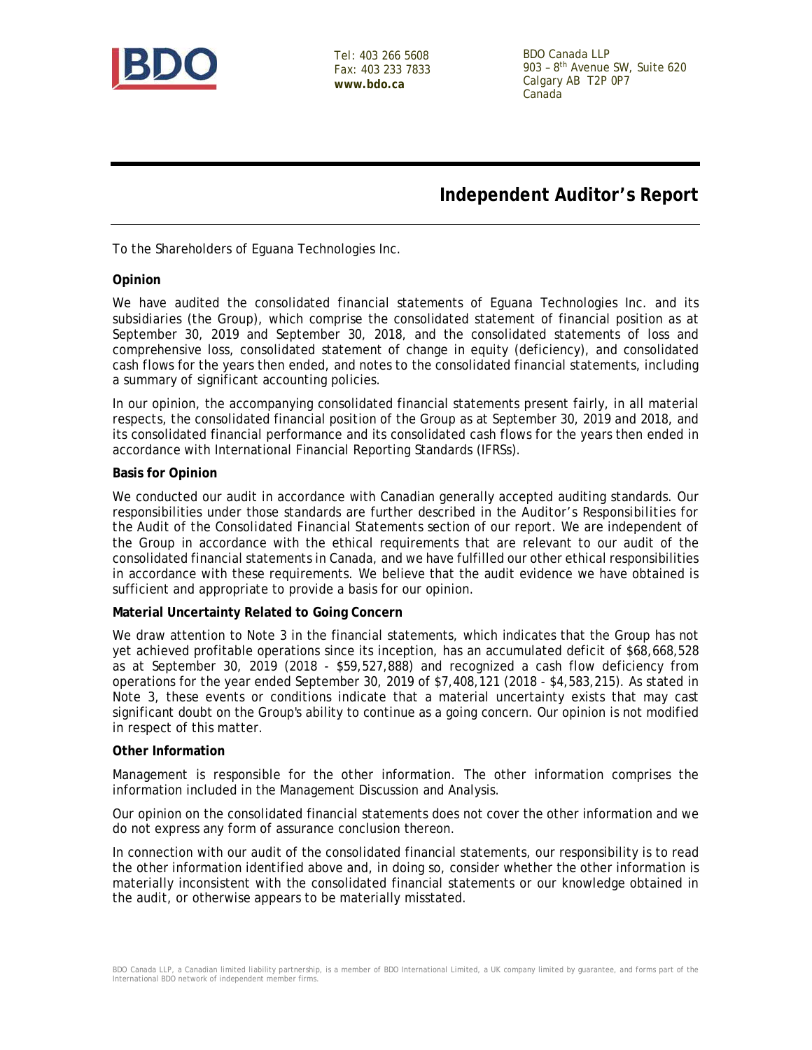Tel: 403 266 5608
Fax: 403 233 7833
**www.bdo.ca**

BDO Canada LLP
903 – 8th Avenue SW, Suite 620
Calgary AB T2P 0P7
Canada

# Independent Auditor's Report

To the Shareholders of Eguana Technologies Inc.

**Opinion**

We have audited the consolidated financial statements of Eguana Technologies Inc. and its subsidiaries (the Group), which comprise the consolidated statement of financial position as at September 30, 2019 and September 30, 2018, and the consolidated statements of loss and comprehensive loss, consolidated statement of change in equity (deficiency), and consolidated cash flows for the years then ended, and notes to the consolidated financial statements, including a summary of significant accounting policies.

In our opinion, the accompanying consolidated financial statements present fairly, in all material respects, the consolidated financial position of the Group as at September 30, 2019 and 2018, and its consolidated financial performance and its consolidated cash flows for the years then ended in accordance with International Financial Reporting Standards (IFRSs).

**Basis for Opinion**

We conducted our audit in accordance with Canadian generally accepted auditing standards. Our responsibilities under those standards are further described in the *Auditor's Responsibilities for the Audit of the Consolidated Financial Statements* section of our report. We are independent of the Group in accordance with the ethical requirements that are relevant to our audit of the consolidated financial statements in Canada, and we have fulfilled our other ethical responsibilities in accordance with these requirements. We believe that the audit evidence we have obtained is sufficient and appropriate to provide a basis for our opinion.

**Material Uncertainty Related to Going Concern**

We draw attention to Note 3 in the financial statements, which indicates that the Group has not yet achieved profitable operations since its inception, has an accumulated deficit of $68,668,528 as at September 30, 2019 (2018 - $59,527,888) and recognized a cash flow deficiency from operations for the year ended September 30, 2019 of $7,408,121 (2018 - $4,583,215). As stated in Note 3, these events or conditions indicate that a material uncertainty exists that may cast significant doubt on the Group's ability to continue as a going concern. Our opinion is not modified in respect of this matter.

**Other Information**

Management is responsible for the other information. The other information comprises the information included in the Management Discussion and Analysis.

Our opinion on the consolidated financial statements does not cover the other information and we do not express any form of assurance conclusion thereon.

In connection with our audit of the consolidated financial statements, our responsibility is to read the other information identified above and, in doing so, consider whether the other information is materially inconsistent with the consolidated financial statements or our knowledge obtained in the audit, or otherwise appears to be materially misstated.

BDO Canada LLP, a Canadian limited liability partnership, is a member of BDO International Limited, a UK company limited by guarantee, and forms part of the International BDO network of independent member firms.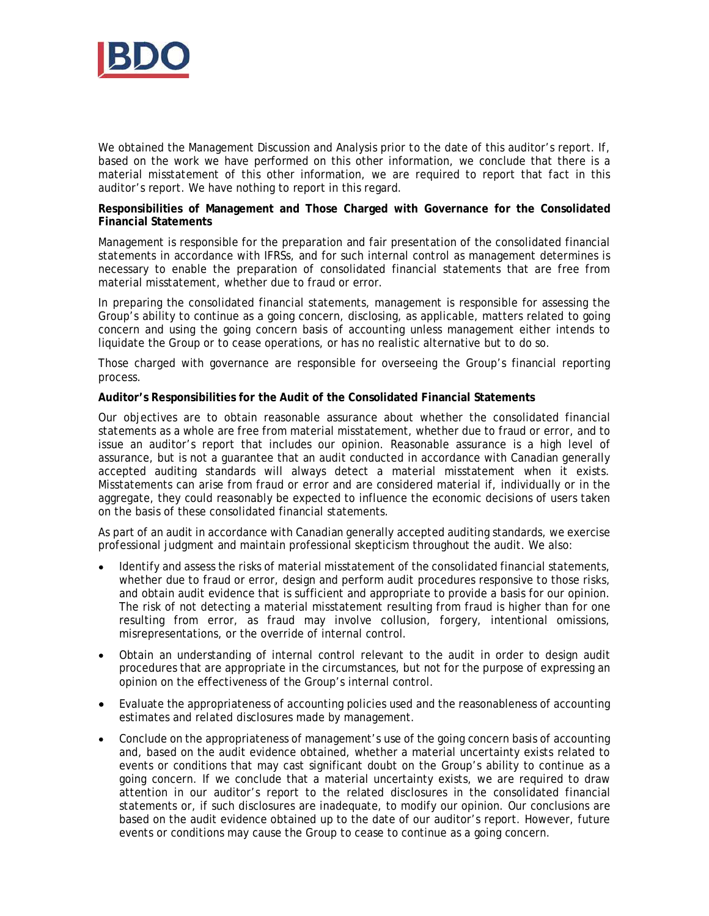We obtained the Management Discussion and Analysis prior to the date of this auditor's report. If, based on the work we have performed on this other information, we conclude that there is a material misstatement of this other information, we are required to report that fact in this auditor's report. We have nothing to report in this regard.

**Responsibilities of Management and Those Charged with Governance for the Consolidated Financial Statements**

Management is responsible for the preparation and fair presentation of the consolidated financial statements in accordance with IFRSs, and for such internal control as management determines is necessary to enable the preparation of consolidated financial statements that are free from material misstatement, whether due to fraud or error.

In preparing the consolidated financial statements, management is responsible for assessing the Group's ability to continue as a going concern, disclosing, as applicable, matters related to going concern and using the going concern basis of accounting unless management either intends to liquidate the Group or to cease operations, or has no realistic alternative but to do so.

Those charged with governance are responsible for overseeing the Group's financial reporting process.

**Auditor's Responsibilities for the Audit of the Consolidated Financial Statements**

Our objectives are to obtain reasonable assurance about whether the consolidated financial statements as a whole are free from material misstatement, whether due to fraud or error, and to issue an auditor's report that includes our opinion. Reasonable assurance is a high level of assurance, but is not a guarantee that an audit conducted in accordance with Canadian generally accepted auditing standards will always detect a material misstatement when it exists. Misstatements can arise from fraud or error and are considered material if, individually or in the aggregate, they could reasonably be expected to influence the economic decisions of users taken on the basis of these consolidated financial statements.

As part of an audit in accordance with Canadian generally accepted auditing standards, we exercise professional judgment and maintain professional skepticism throughout the audit. We also:

- Identify and assess the risks of material misstatement of the consolidated financial statements, whether due to fraud or error, design and perform audit procedures responsive to those risks, and obtain audit evidence that is sufficient and appropriate to provide a basis for our opinion. The risk of not detecting a material misstatement resulting from fraud is higher than for one resulting from error, as fraud may involve collusion, forgery, intentional omissions, misrepresentations, or the override of internal control.
- Obtain an understanding of internal control relevant to the audit in order to design audit procedures that are appropriate in the circumstances, but not for the purpose of expressing an opinion on the effectiveness of the Group's internal control.
- Evaluate the appropriateness of accounting policies used and the reasonableness of accounting estimates and related disclosures made by management.
- Conclude on the appropriateness of management's use of the going concern basis of accounting and, based on the audit evidence obtained, whether a material uncertainty exists related to events or conditions that may cast significant doubt on the Group's ability to continue as a going concern. If we conclude that a material uncertainty exists, we are required to draw attention in our auditor's report to the related disclosures in the consolidated financial statements or, if such disclosures are inadequate, to modify our opinion. Our conclusions are based on the audit evidence obtained up to the date of our auditor's report. However, future events or conditions may cause the Group to cease to continue as a going concern.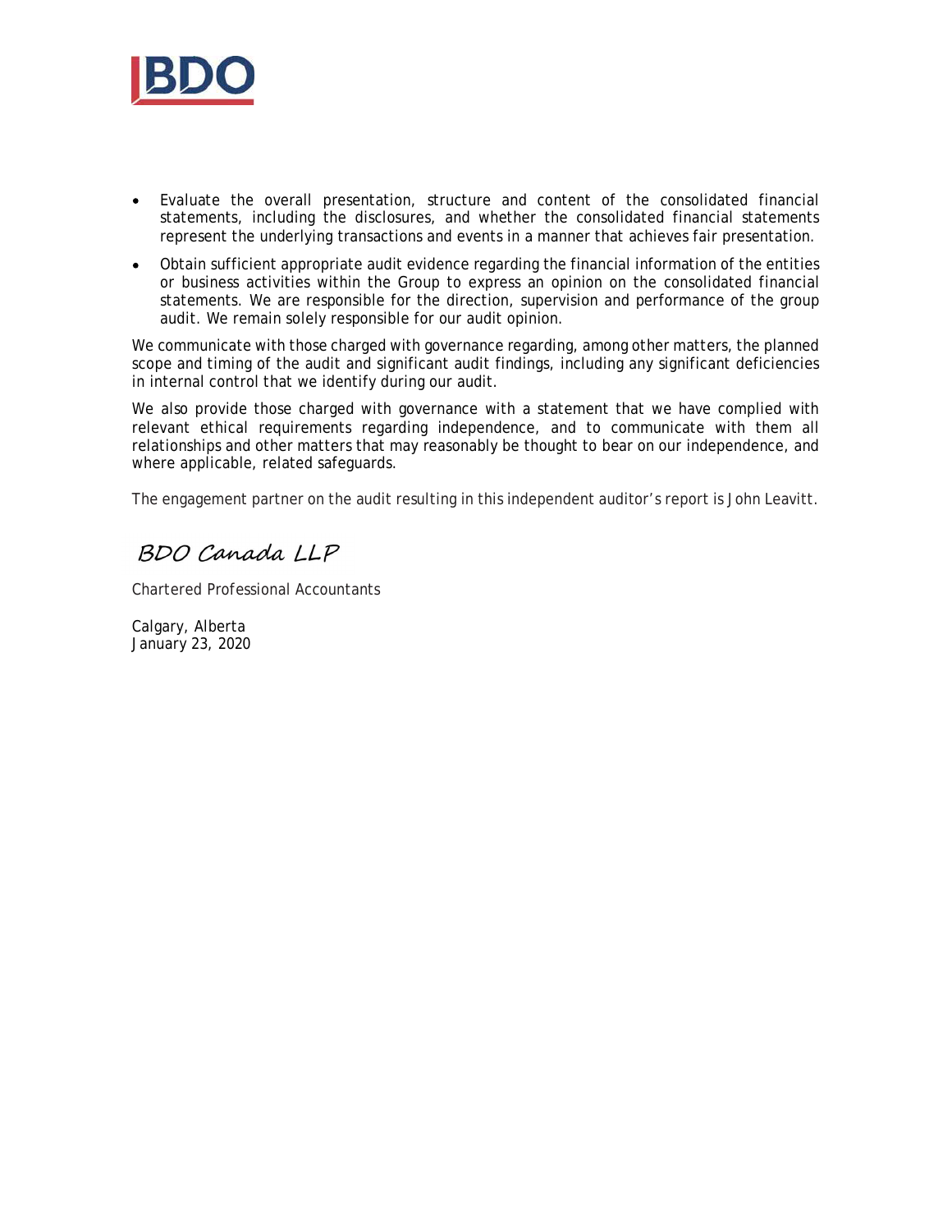- Evaluate the overall presentation, structure and content of the consolidated financial statements, including the disclosures, and whether the consolidated financial statements represent the underlying transactions and events in a manner that achieves fair presentation.
- Obtain sufficient appropriate audit evidence regarding the financial information of the entities or business activities within the Group to express an opinion on the consolidated financial statements. We are responsible for the direction, supervision and performance of the group audit. We remain solely responsible for our audit opinion.

We communicate with those charged with governance regarding, among other matters, the planned scope and timing of the audit and significant audit findings, including any significant deficiencies in internal control that we identify during our audit.

We also provide those charged with governance with a statement that we have complied with relevant ethical requirements regarding independence, and to communicate with them all relationships and other matters that may reasonably be thought to bear on our independence, and where applicable, related safeguards.

The engagement partner on the audit resulting in this independent auditor's report is John Leavitt.

BDO Canada LLP

Chartered Professional Accountants

Calgary, Alberta
January 23, 2020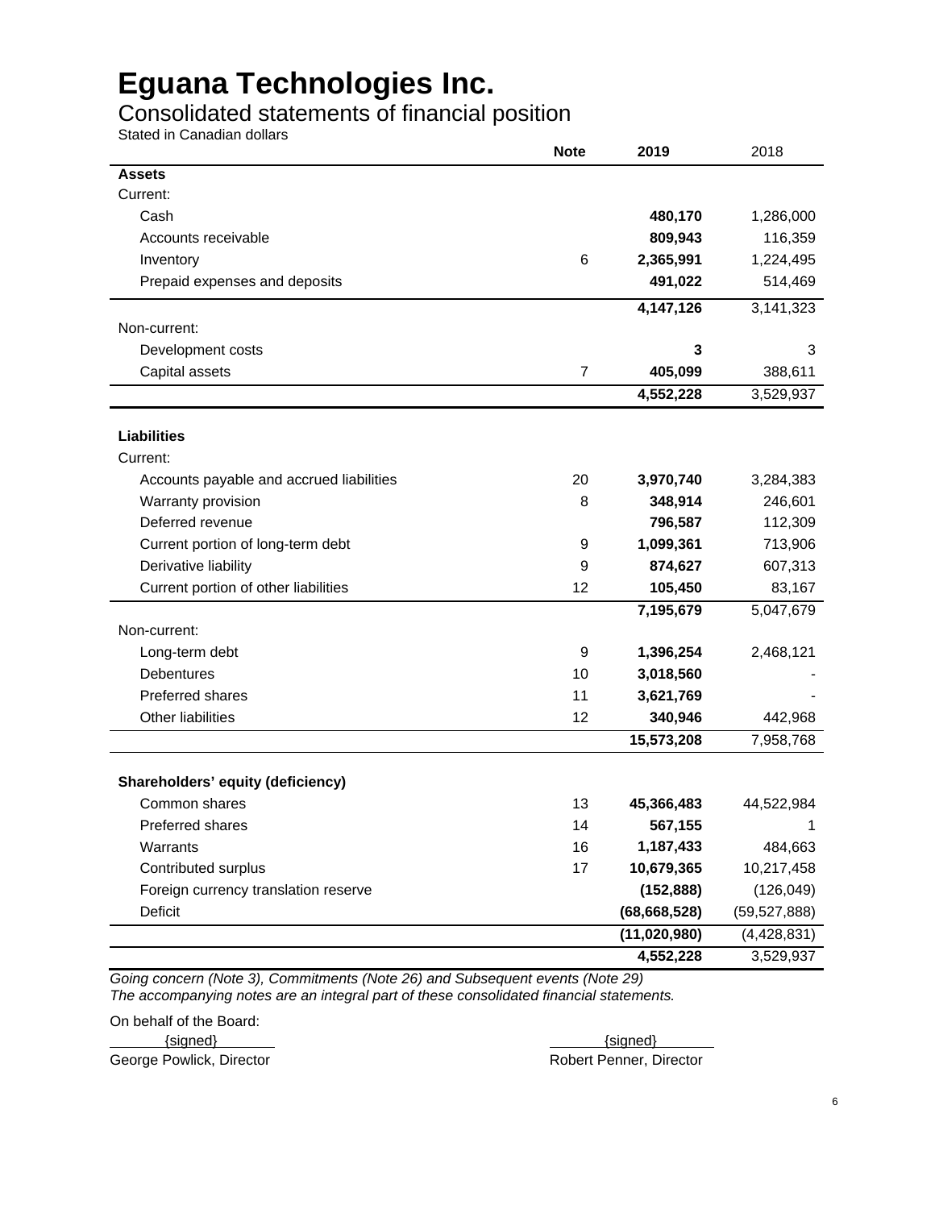# Eguana Technologies Inc.

## Consolidated statements of financial position

Stated in Canadian dollars

| | Note | 2019 | 2018 |
|---|---|---|---|
| **Assets** | | | |
| Current: | | | |
| Cash | | **480,170** | 1,286,000 |
| Accounts receivable | | **809,943** | 116,359 |
| Inventory | 6 | **2,365,991** | 1,224,495 |
| Prepaid expenses and deposits | | **491,022** | 514,469 |
| | | **4,147,126** | 3,141,323 |
| Non-current: | | | |
| Development costs | | **3** | 3 |
| Capital assets | 7 | **405,099** | 388,611 |
| | | **4,552,228** | 3,529,937 |
| **Liabilities** | | | |
| Current: | | | |
| Accounts payable and accrued liabilities | 20 | **3,970,740** | 3,284,383 |
| Warranty provision | 8 | **348,914** | 246,601 |
| Deferred revenue | | **796,587** | 112,309 |
| Current portion of long-term debt | 9 | **1,099,361** | 713,906 |
| Derivative liability | 9 | **874,627** | 607,313 |
| Current portion of other liabilities | 12 | **105,450** | 83,167 |
| | | **7,195,679** | 5,047,679 |
| Non-current: | | | |
| Long-term debt | 9 | **1,396,254** | 2,468,121 |
| Debentures | 10 | **3,018,560** | - |
| Preferred shares | 11 | **3,621,769** | - |
| Other liabilities | 12 | **340,946** | 442,968 |
| | | **15,573,208** | 7,958,768 |
| **Shareholders' equity (deficiency)** | | | |
| Common shares | 13 | **45,366,483** | 44,522,984 |
| Preferred shares | 14 | **567,155** | 1 |
| Warrants | 16 | **1,187,433** | 484,663 |
| Contributed surplus | 17 | **10,679,365** | 10,217,458 |
| Foreign currency translation reserve | | **(152,888)** | (126,049) |
| Deficit | | **(68,668,528)** | (59,527,888) |
| | | **(11,020,980)** | (4,428,831) |
| | | **4,552,228** | 3,529,937 |

*Going concern (Note 3), Commitments (Note 26) and Subsequent events (Note 29)*
*The accompanying notes are an integral part of these consolidated financial statements.*

On behalf of the Board:

{signed}
George Powlick, Director

{signed}
Robert Penner, Director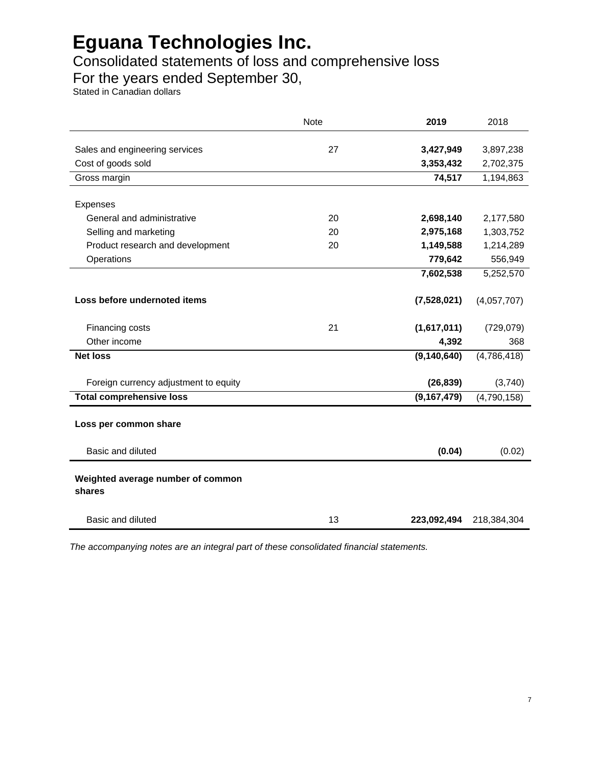# Eguana Technologies Inc.

## Consolidated statements of loss and comprehensive loss

## For the years ended September 30,

Stated in Canadian dollars

| | Note | **2019** | 2018 |
|---|---|---|---|
| Sales and engineering services | 27 | **3,427,949** | 3,897,238 |
| Cost of goods sold | | **3,353,432** | 2,702,375 |
| Gross margin | | **74,517** | 1,194,863 |
| Expenses | | | |
| General and administrative | 20 | **2,698,140** | 2,177,580 |
| Selling and marketing | 20 | **2,975,168** | 1,303,752 |
| Product research and development | 20 | **1,149,588** | 1,214,289 |
| Operations | | **779,642** | 556,949 |
| | | **7,602,538** | 5,252,570 |
| **Loss before undernoted items** | | **(7,528,021)** | (4,057,707) |
| Financing costs | 21 | **(1,617,011)** | (729,079) |
| Other income | | **4,392** | 368 |
| **Net loss** | | **(9,140,640)** | (4,786,418) |
| Foreign currency adjustment to equity | | **(26,839)** | (3,740) |
| **Total comprehensive loss** | | **(9,167,479)** | (4,790,158) |
| **Loss per common share** | | | |
| Basic and diluted | | **(0.04)** | (0.02) |
| **Weighted average number of common shares** | | | |
| Basic and diluted | 13 | **223,092,494** | 218,384,304 |

*The accompanying notes are an integral part of these consolidated financial statements.*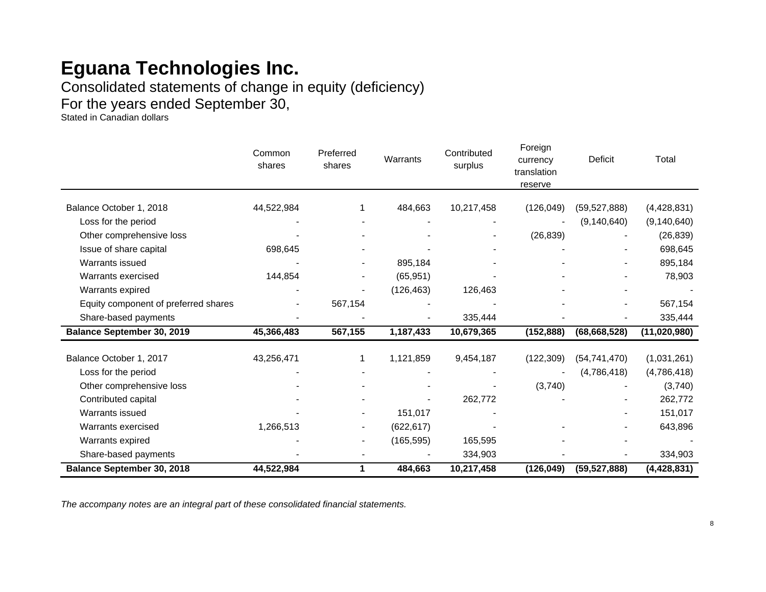# Eguana Technologies Inc.

Consolidated statements of change in equity (deficiency)

For the years ended September 30,

Stated in Canadian dollars

| | Common shares | Preferred shares | Warrants | Contributed surplus | Foreign currency translation reserve | Deficit | Total |
|---|---|---|---|---|---|---|---|
| Balance October 1, 2018 | 44,522,984 | 1 | 484,663 | 10,217,458 | (126,049) | (59,527,888) | (4,428,831) |
| Loss for the period | - | - | - | - | - | (9,140,640) | (9,140,640) |
| Other comprehensive loss | - | - | - | - | (26,839) | - | (26,839) |
| Issue of share capital | 698,645 | - | - | - | - | - | 698,645 |
| Warrants issued | - | - | 895,184 | - | - | - | 895,184 |
| Warrants exercised | 144,854 | - | (65,951) | - | - | - | 78,903 |
| Warrants expired | - | - | (126,463) | 126,463 | - | - | - |
| Equity component of preferred shares | - | 567,154 | - | - | - | - | 567,154 |
| Share-based payments | - | - | - | 335,444 | - | - | 335,444 |
| **Balance September 30, 2019** | **45,366,483** | **567,155** | **1,187,433** | **10,679,365** | **(152,888)** | **(68,668,528)** | **(11,020,980)** |
| | | | | | | | |
| Balance October 1, 2017 | 43,256,471 | 1 | 1,121,859 | 9,454,187 | (122,309) | (54,741,470) | (1,031,261) |
| Loss for the period | - | - | - | - | - | (4,786,418) | (4,786,418) |
| Other comprehensive loss | - | - | - | - | (3,740) | - | (3,740) |
| Contributed capital | - | - | - | 262,772 | - | - | 262,772 |
| Warrants issued | - | - | 151,017 | - | | - | 151,017 |
| Warrants exercised | 1,266,513 | - | (622,617) | - | - | - | 643,896 |
| Warrants expired | - | - | (165,595) | 165,595 | - | - | - |
| Share-based payments | - | - | - | 334,903 | - | - | 334,903 |
| **Balance September 30, 2018** | **44,522,984** | **1** | **484,663** | **10,217,458** | **(126,049)** | **(59,527,888)** | **(4,428,831)** |

*The accompany notes are an integral part of these consolidated financial statements.*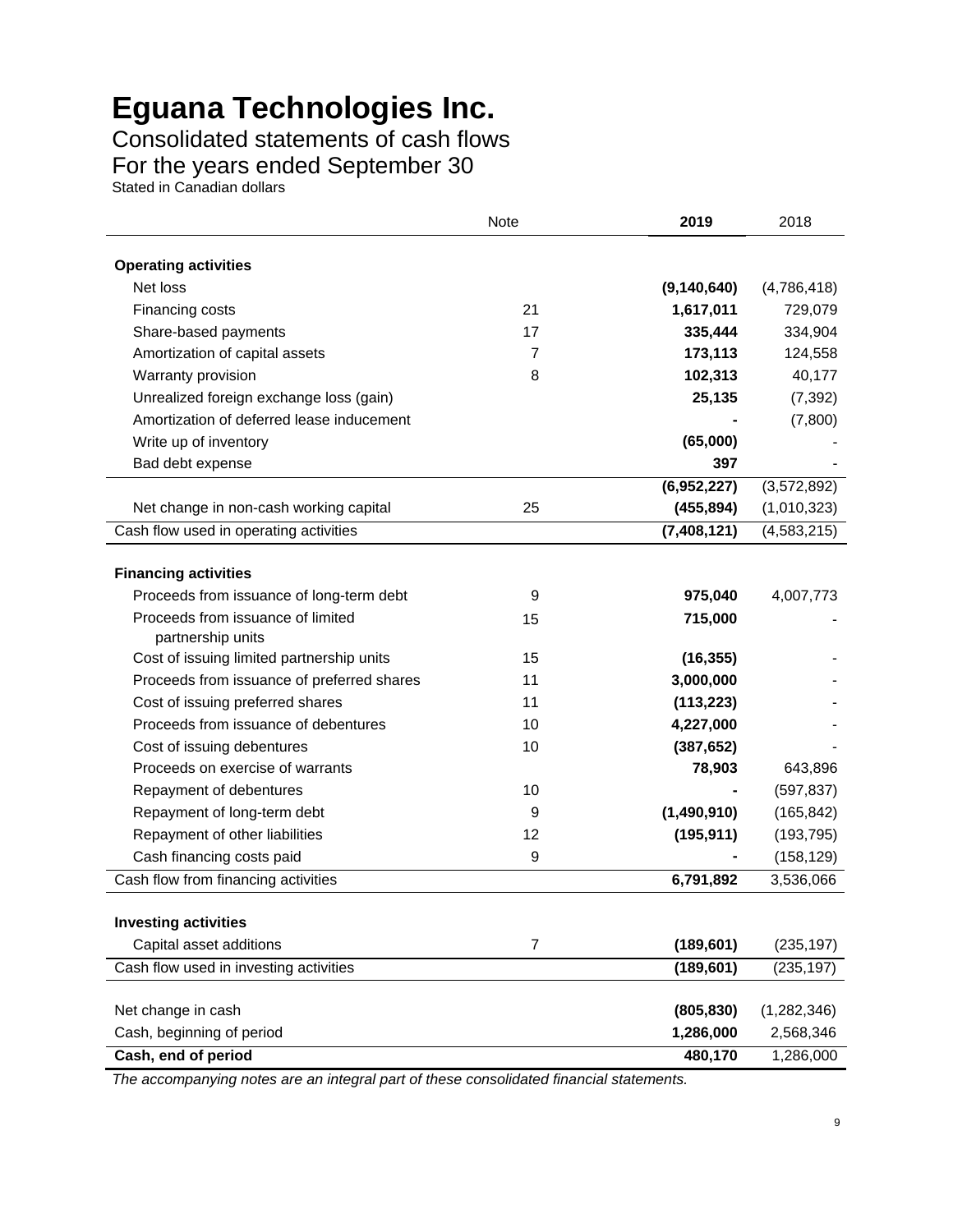# Eguana Technologies Inc.

## Consolidated statements of cash flows

## For the years ended September 30

Stated in Canadian dollars

| | Note | 2019 | 2018 |
|---|---|---|---|
| **Operating activities** | | | |
| Net loss | | **(9,140,640)** | (4,786,418) |
| Financing costs | 21 | **1,617,011** | 729,079 |
| Share-based payments | 17 | **335,444** | 334,904 |
| Amortization of capital assets | 7 | **173,113** | 124,558 |
| Warranty provision | 8 | **102,313** | 40,177 |
| Unrealized foreign exchange loss (gain) | | **25,135** | (7,392) |
| Amortization of deferred lease inducement | | **-** | (7,800) |
| Write up of inventory | | **(65,000)** | - |
| Bad debt expense | | **397** | - |
| | | **(6,952,227)** | (3,572,892) |
| Net change in non-cash working capital | 25 | **(455,894)** | (1,010,323) |
| Cash flow used in operating activities | | **(7,408,121)** | (4,583,215) |
| **Financing activities** | | | |
| Proceeds from issuance of long-term debt | 9 | **975,040** | 4,007,773 |
| Proceeds from issuance of limited partnership units | 15 | **715,000** | - |
| Cost of issuing limited partnership units | 15 | **(16,355)** | - |
| Proceeds from issuance of preferred shares | 11 | **3,000,000** | - |
| Cost of issuing preferred shares | 11 | **(113,223)** | - |
| Proceeds from issuance of debentures | 10 | **4,227,000** | - |
| Cost of issuing debentures | 10 | **(387,652)** | - |
| Proceeds on exercise of warrants | | **78,903** | 643,896 |
| Repayment of debentures | 10 | **-** | (597,837) |
| Repayment of long-term debt | 9 | **(1,490,910)** | (165,842) |
| Repayment of other liabilities | 12 | **(195,911)** | (193,795) |
| Cash financing costs paid | 9 | **-** | (158,129) |
| Cash flow from financing activities | | **6,791,892** | 3,536,066 |
| **Investing activities** | | | |
| Capital asset additions | 7 | **(189,601)** | (235,197) |
| Cash flow used in investing activities | | **(189,601)** | (235,197) |
| Net change in cash | | **(805,830)** | (1,282,346) |
| Cash, beginning of period | | **1,286,000** | 2,568,346 |
| **Cash, end of period** | | **480,170** | 1,286,000 |

*The accompanying notes are an integral part of these consolidated financial statements.*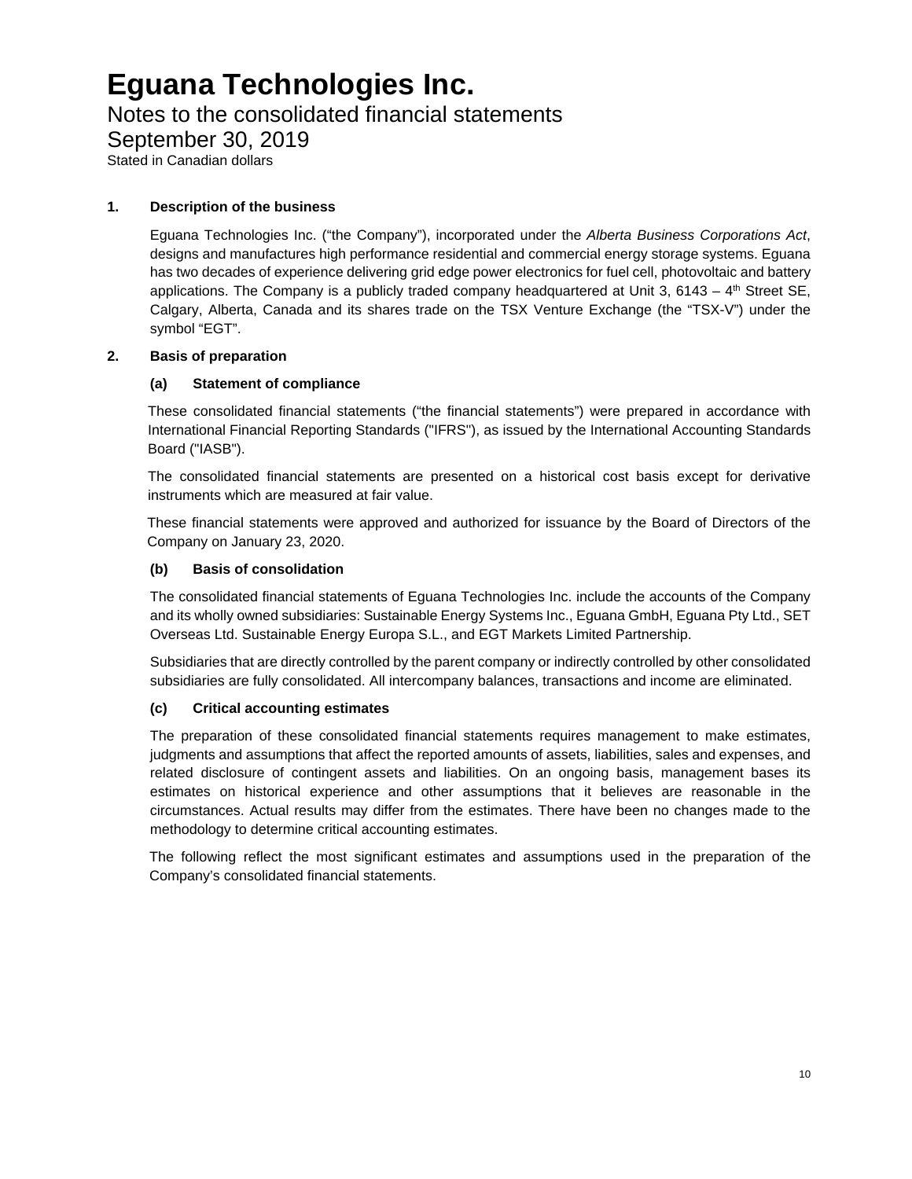# Eguana Technologies Inc.

## Notes to the consolidated financial statements

## September 30, 2019

Stated in Canadian dollars

### 1. Description of the business

Eguana Technologies Inc. ("the Company"), incorporated under the *Alberta Business Corporations Act*, designs and manufactures high performance residential and commercial energy storage systems. Eguana has two decades of experience delivering grid edge power electronics for fuel cell, photovoltaic and battery applications. The Company is a publicly traded company headquartered at Unit 3, 6143 – 4th Street SE, Calgary, Alberta, Canada and its shares trade on the TSX Venture Exchange (the "TSX-V") under the symbol "EGT".

### 2. Basis of preparation

#### (a) Statement of compliance

These consolidated financial statements ("the financial statements") were prepared in accordance with International Financial Reporting Standards ("IFRS"), as issued by the International Accounting Standards Board ("IASB").

The consolidated financial statements are presented on a historical cost basis except for derivative instruments which are measured at fair value.

These financial statements were approved and authorized for issuance by the Board of Directors of the Company on January 23, 2020.

#### (b) Basis of consolidation

The consolidated financial statements of Eguana Technologies Inc. include the accounts of the Company and its wholly owned subsidiaries: Sustainable Energy Systems Inc., Eguana GmbH, Eguana Pty Ltd., SET Overseas Ltd. Sustainable Energy Europa S.L., and EGT Markets Limited Partnership.

Subsidiaries that are directly controlled by the parent company or indirectly controlled by other consolidated subsidiaries are fully consolidated. All intercompany balances, transactions and income are eliminated.

#### (c) Critical accounting estimates

The preparation of these consolidated financial statements requires management to make estimates, judgments and assumptions that affect the reported amounts of assets, liabilities, sales and expenses, and related disclosure of contingent assets and liabilities. On an ongoing basis, management bases its estimates on historical experience and other assumptions that it believes are reasonable in the circumstances. Actual results may differ from the estimates. There have been no changes made to the methodology to determine critical accounting estimates.

The following reflect the most significant estimates and assumptions used in the preparation of the Company's consolidated financial statements.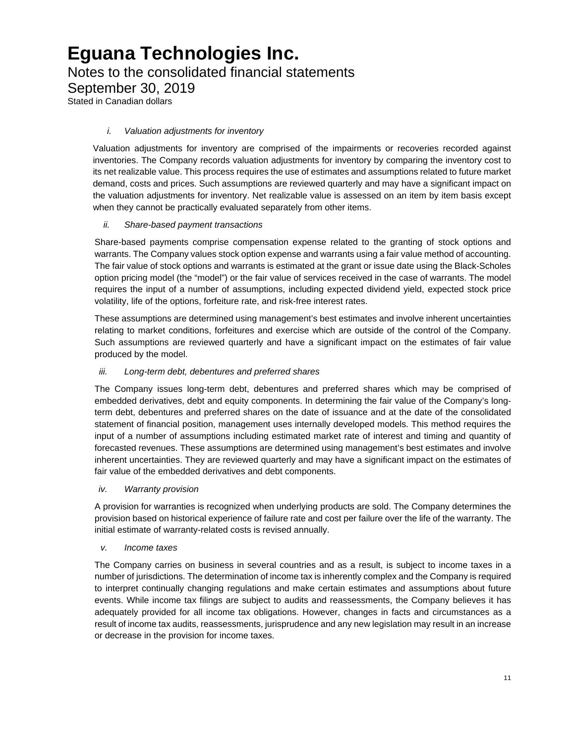*i. Valuation adjustments for inventory*

Valuation adjustments for inventory are comprised of the impairments or recoveries recorded against inventories. The Company records valuation adjustments for inventory by comparing the inventory cost to its net realizable value. This process requires the use of estimates and assumptions related to future market demand, costs and prices. Such assumptions are reviewed quarterly and may have a significant impact on the valuation adjustments for inventory. Net realizable value is assessed on an item by item basis except when they cannot be practically evaluated separately from other items.

*ii. Share-based payment transactions*

Share-based payments comprise compensation expense related to the granting of stock options and warrants. The Company values stock option expense and warrants using a fair value method of accounting. The fair value of stock options and warrants is estimated at the grant or issue date using the Black-Scholes option pricing model (the "model") or the fair value of services received in the case of warrants. The model requires the input of a number of assumptions, including expected dividend yield, expected stock price volatility, life of the options, forfeiture rate, and risk-free interest rates.

These assumptions are determined using management's best estimates and involve inherent uncertainties relating to market conditions, forfeitures and exercise which are outside of the control of the Company. Such assumptions are reviewed quarterly and have a significant impact on the estimates of fair value produced by the model.

*iii. Long-term debt, debentures and preferred shares*

The Company issues long-term debt, debentures and preferred shares which may be comprised of embedded derivatives, debt and equity components. In determining the fair value of the Company's long-term debt, debentures and preferred shares on the date of issuance and at the date of the consolidated statement of financial position, management uses internally developed models. This method requires the input of a number of assumptions including estimated market rate of interest and timing and quantity of forecasted revenues. These assumptions are determined using management's best estimates and involve inherent uncertainties. They are reviewed quarterly and may have a significant impact on the estimates of fair value of the embedded derivatives and debt components.

*iv. Warranty provision*

A provision for warranties is recognized when underlying products are sold. The Company determines the provision based on historical experience of failure rate and cost per failure over the life of the warranty. The initial estimate of warranty-related costs is revised annually.

*v. Income taxes*

The Company carries on business in several countries and as a result, is subject to income taxes in a number of jurisdictions. The determination of income tax is inherently complex and the Company is required to interpret continually changing regulations and make certain estimates and assumptions about future events. While income tax filings are subject to audits and reassessments, the Company believes it has adequately provided for all income tax obligations. However, changes in facts and circumstances as a result of income tax audits, reassessments, jurisprudence and any new legislation may result in an increase or decrease in the provision for income taxes.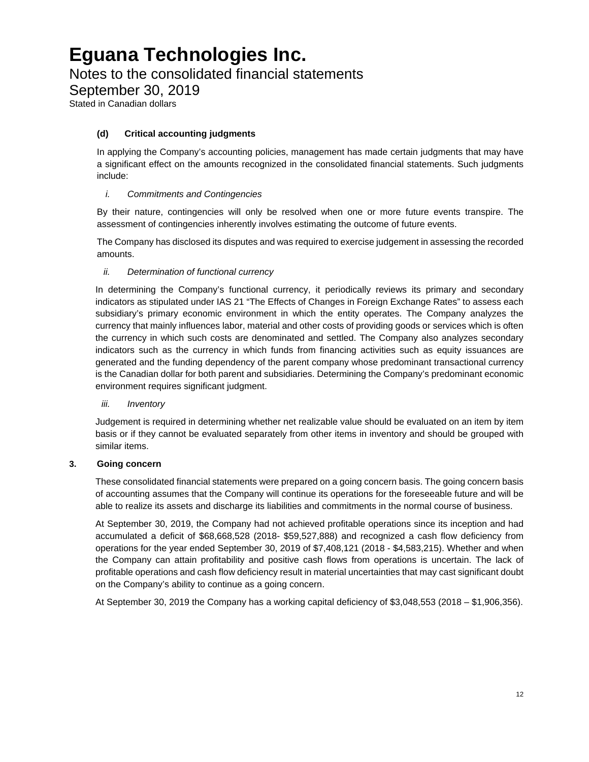**(d) Critical accounting judgments**

In applying the Company's accounting policies, management has made certain judgments that may have a significant effect on the amounts recognized in the consolidated financial statements. Such judgments include:

*i. Commitments and Contingencies*

By their nature, contingencies will only be resolved when one or more future events transpire. The assessment of contingencies inherently involves estimating the outcome of future events.

The Company has disclosed its disputes and was required to exercise judgement in assessing the recorded amounts.

*ii. Determination of functional currency*

In determining the Company's functional currency, it periodically reviews its primary and secondary indicators as stipulated under IAS 21 "The Effects of Changes in Foreign Exchange Rates" to assess each subsidiary's primary economic environment in which the entity operates. The Company analyzes the currency that mainly influences labor, material and other costs of providing goods or services which is often the currency in which such costs are denominated and settled. The Company also analyzes secondary indicators such as the currency in which funds from financing activities such as equity issuances are generated and the funding dependency of the parent company whose predominant transactional currency is the Canadian dollar for both parent and subsidiaries. Determining the Company's predominant economic environment requires significant judgment.

*iii. Inventory*

Judgement is required in determining whether net realizable value should be evaluated on an item by item basis or if they cannot be evaluated separately from other items in inventory and should be grouped with similar items.

## 3. Going concern

These consolidated financial statements were prepared on a going concern basis. The going concern basis of accounting assumes that the Company will continue its operations for the foreseeable future and will be able to realize its assets and discharge its liabilities and commitments in the normal course of business.

At September 30, 2019, the Company had not achieved profitable operations since its inception and had accumulated a deficit of $68,668,528 (2018- $59,527,888) and recognized a cash flow deficiency from operations for the year ended September 30, 2019 of $7,408,121 (2018 - $4,583,215). Whether and when the Company can attain profitability and positive cash flows from operations is uncertain. The lack of profitable operations and cash flow deficiency result in material uncertainties that may cast significant doubt on the Company's ability to continue as a going concern.

At September 30, 2019 the Company has a working capital deficiency of $3,048,553 (2018 – $1,906,356).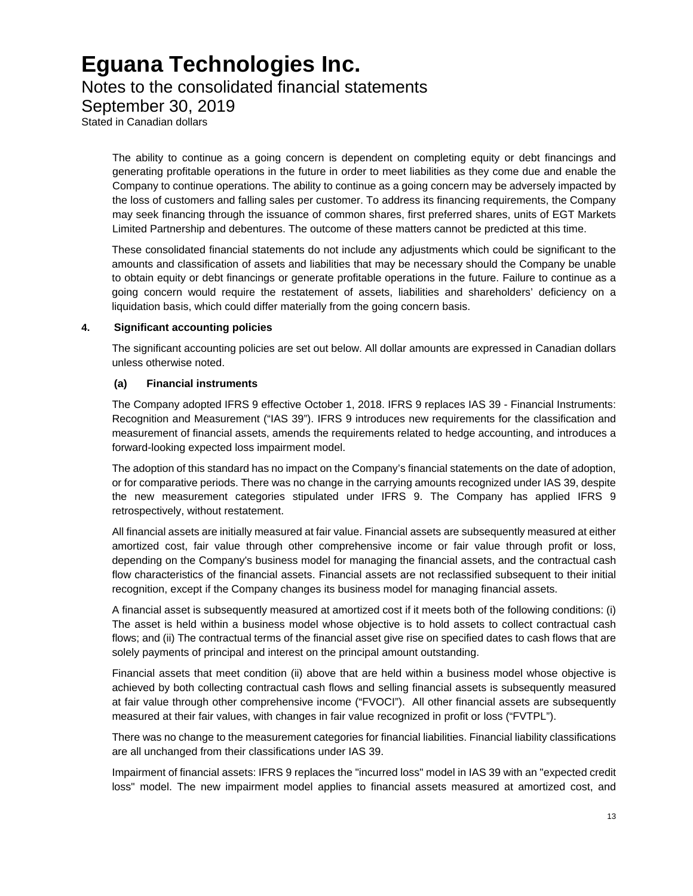The ability to continue as a going concern is dependent on completing equity or debt financings and generating profitable operations in the future in order to meet liabilities as they come due and enable the Company to continue operations. The ability to continue as a going concern may be adversely impacted by the loss of customers and falling sales per customer. To address its financing requirements, the Company may seek financing through the issuance of common shares, first preferred shares, units of EGT Markets Limited Partnership and debentures. The outcome of these matters cannot be predicted at this time.

These consolidated financial statements do not include any adjustments which could be significant to the amounts and classification of assets and liabilities that may be necessary should the Company be unable to obtain equity or debt financings or generate profitable operations in the future. Failure to continue as a going concern would require the restatement of assets, liabilities and shareholders' deficiency on a liquidation basis, which could differ materially from the going concern basis.

## 4. Significant accounting policies

The significant accounting policies are set out below. All dollar amounts are expressed in Canadian dollars unless otherwise noted.

### (a) Financial instruments

The Company adopted IFRS 9 effective October 1, 2018. IFRS 9 replaces IAS 39 - Financial Instruments: Recognition and Measurement ("IAS 39"). IFRS 9 introduces new requirements for the classification and measurement of financial assets, amends the requirements related to hedge accounting, and introduces a forward-looking expected loss impairment model.

The adoption of this standard has no impact on the Company's financial statements on the date of adoption, or for comparative periods. There was no change in the carrying amounts recognized under IAS 39, despite the new measurement categories stipulated under IFRS 9. The Company has applied IFRS 9 retrospectively, without restatement.

All financial assets are initially measured at fair value. Financial assets are subsequently measured at either amortized cost, fair value through other comprehensive income or fair value through profit or loss, depending on the Company's business model for managing the financial assets, and the contractual cash flow characteristics of the financial assets. Financial assets are not reclassified subsequent to their initial recognition, except if the Company changes its business model for managing financial assets.

A financial asset is subsequently measured at amortized cost if it meets both of the following conditions: (i) The asset is held within a business model whose objective is to hold assets to collect contractual cash flows; and (ii) The contractual terms of the financial asset give rise on specified dates to cash flows that are solely payments of principal and interest on the principal amount outstanding.

Financial assets that meet condition (ii) above that are held within a business model whose objective is achieved by both collecting contractual cash flows and selling financial assets is subsequently measured at fair value through other comprehensive income ("FVOCI"). All other financial assets are subsequently measured at their fair values, with changes in fair value recognized in profit or loss ("FVTPL").

There was no change to the measurement categories for financial liabilities. Financial liability classifications are all unchanged from their classifications under IAS 39.

Impairment of financial assets: IFRS 9 replaces the "incurred loss" model in IAS 39 with an "expected credit loss" model. The new impairment model applies to financial assets measured at amortized cost, and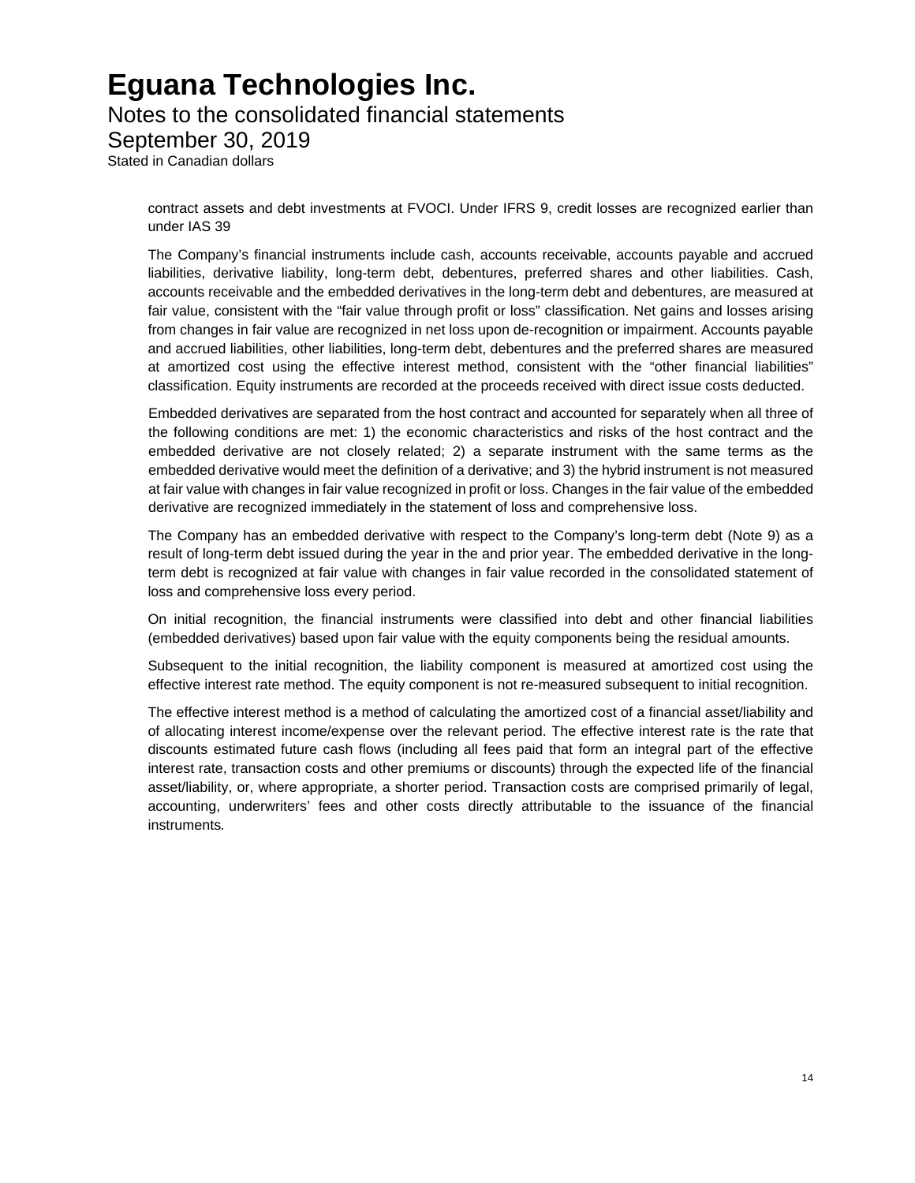contract assets and debt investments at FVOCI. Under IFRS 9, credit losses are recognized earlier than under IAS 39

The Company's financial instruments include cash, accounts receivable, accounts payable and accrued liabilities, derivative liability, long-term debt, debentures, preferred shares and other liabilities. Cash, accounts receivable and the embedded derivatives in the long-term debt and debentures, are measured at fair value, consistent with the "fair value through profit or loss" classification. Net gains and losses arising from changes in fair value are recognized in net loss upon de-recognition or impairment. Accounts payable and accrued liabilities, other liabilities, long-term debt, debentures and the preferred shares are measured at amortized cost using the effective interest method, consistent with the "other financial liabilities" classification. Equity instruments are recorded at the proceeds received with direct issue costs deducted.

Embedded derivatives are separated from the host contract and accounted for separately when all three of the following conditions are met: 1) the economic characteristics and risks of the host contract and the embedded derivative are not closely related; 2) a separate instrument with the same terms as the embedded derivative would meet the definition of a derivative; and 3) the hybrid instrument is not measured at fair value with changes in fair value recognized in profit or loss. Changes in the fair value of the embedded derivative are recognized immediately in the statement of loss and comprehensive loss.

The Company has an embedded derivative with respect to the Company's long-term debt (Note 9) as a result of long-term debt issued during the year in the and prior year. The embedded derivative in the long-term debt is recognized at fair value with changes in fair value recorded in the consolidated statement of loss and comprehensive loss every period.

On initial recognition, the financial instruments were classified into debt and other financial liabilities (embedded derivatives) based upon fair value with the equity components being the residual amounts.

Subsequent to the initial recognition, the liability component is measured at amortized cost using the effective interest rate method. The equity component is not re-measured subsequent to initial recognition.

The effective interest method is a method of calculating the amortized cost of a financial asset/liability and of allocating interest income/expense over the relevant period. The effective interest rate is the rate that discounts estimated future cash flows (including all fees paid that form an integral part of the effective interest rate, transaction costs and other premiums or discounts) through the expected life of the financial asset/liability, or, where appropriate, a shorter period. Transaction costs are comprised primarily of legal, accounting, underwriters' fees and other costs directly attributable to the issuance of the financial instruments.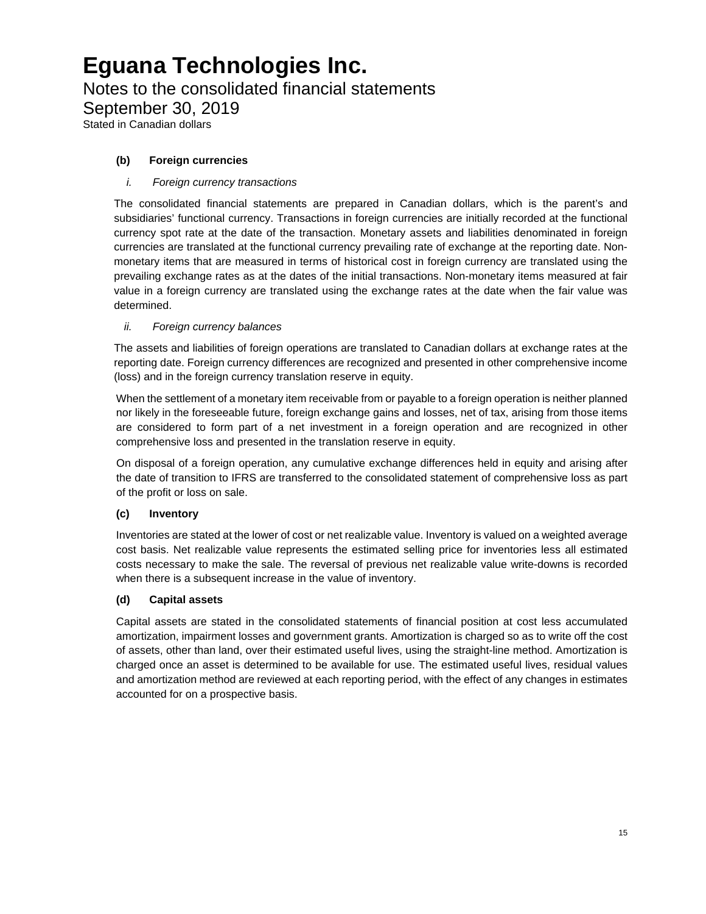**(b) Foreign currencies**

*i. Foreign currency transactions*

The consolidated financial statements are prepared in Canadian dollars, which is the parent's and subsidiaries' functional currency. Transactions in foreign currencies are initially recorded at the functional currency spot rate at the date of the transaction. Monetary assets and liabilities denominated in foreign currencies are translated at the functional currency prevailing rate of exchange at the reporting date. Non-monetary items that are measured in terms of historical cost in foreign currency are translated using the prevailing exchange rates as at the dates of the initial transactions. Non-monetary items measured at fair value in a foreign currency are translated using the exchange rates at the date when the fair value was determined.

*ii. Foreign currency balances*

The assets and liabilities of foreign operations are translated to Canadian dollars at exchange rates at the reporting date. Foreign currency differences are recognized and presented in other comprehensive income (loss) and in the foreign currency translation reserve in equity.

When the settlement of a monetary item receivable from or payable to a foreign operation is neither planned nor likely in the foreseeable future, foreign exchange gains and losses, net of tax, arising from those items are considered to form part of a net investment in a foreign operation and are recognized in other comprehensive loss and presented in the translation reserve in equity.

On disposal of a foreign operation, any cumulative exchange differences held in equity and arising after the date of transition to IFRS are transferred to the consolidated statement of comprehensive loss as part of the profit or loss on sale.

**(c) Inventory**

Inventories are stated at the lower of cost or net realizable value. Inventory is valued on a weighted average cost basis. Net realizable value represents the estimated selling price for inventories less all estimated costs necessary to make the sale. The reversal of previous net realizable value write-downs is recorded when there is a subsequent increase in the value of inventory.

**(d) Capital assets**

Capital assets are stated in the consolidated statements of financial position at cost less accumulated amortization, impairment losses and government grants. Amortization is charged so as to write off the cost of assets, other than land, over their estimated useful lives, using the straight-line method. Amortization is charged once an asset is determined to be available for use. The estimated useful lives, residual values and amortization method are reviewed at each reporting period, with the effect of any changes in estimates accounted for on a prospective basis.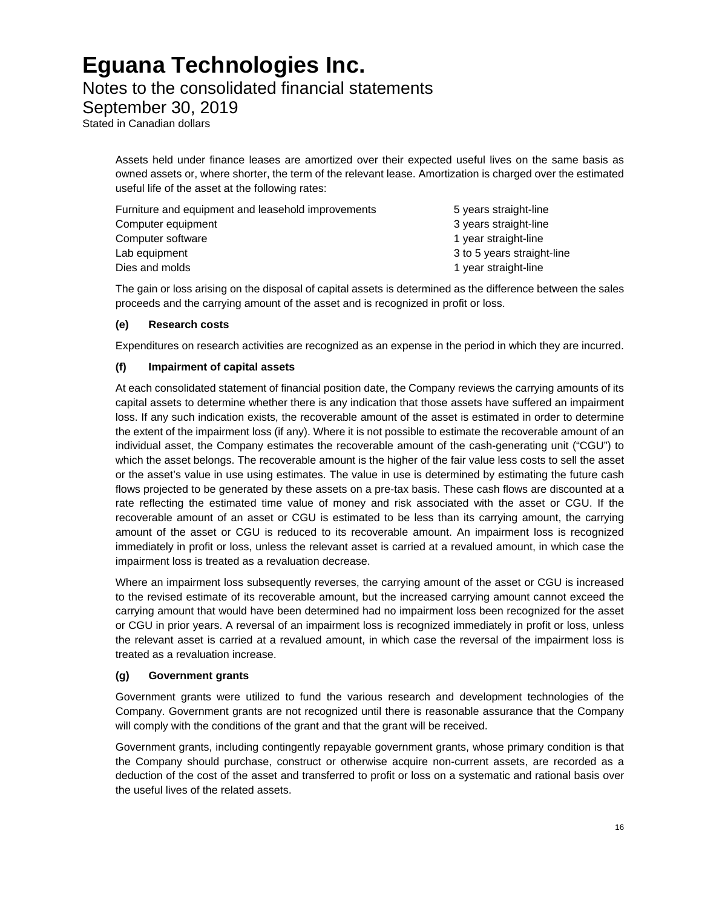Assets held under finance leases are amortized over their expected useful lives on the same basis as owned assets or, where shorter, the term of the relevant lease. Amortization is charged over the estimated useful life of the asset at the following rates:

| | |
|---|---|
| Furniture and equipment and leasehold improvements | 5 years straight-line |
| Computer equipment | 3 years straight-line |
| Computer software | 1 year straight-line |
| Lab equipment | 3 to 5 years straight-line |
| Dies and molds | 1 year straight-line |

The gain or loss arising on the disposal of capital assets is determined as the difference between the sales proceeds and the carrying amount of the asset and is recognized in profit or loss.

**(e) Research costs**

Expenditures on research activities are recognized as an expense in the period in which they are incurred.

**(f) Impairment of capital assets**

At each consolidated statement of financial position date, the Company reviews the carrying amounts of its capital assets to determine whether there is any indication that those assets have suffered an impairment loss. If any such indication exists, the recoverable amount of the asset is estimated in order to determine the extent of the impairment loss (if any). Where it is not possible to estimate the recoverable amount of an individual asset, the Company estimates the recoverable amount of the cash-generating unit ("CGU") to which the asset belongs. The recoverable amount is the higher of the fair value less costs to sell the asset or the asset's value in use using estimates. The value in use is determined by estimating the future cash flows projected to be generated by these assets on a pre-tax basis. These cash flows are discounted at a rate reflecting the estimated time value of money and risk associated with the asset or CGU. If the recoverable amount of an asset or CGU is estimated to be less than its carrying amount, the carrying amount of the asset or CGU is reduced to its recoverable amount. An impairment loss is recognized immediately in profit or loss, unless the relevant asset is carried at a revalued amount, in which case the impairment loss is treated as a revaluation decrease.

Where an impairment loss subsequently reverses, the carrying amount of the asset or CGU is increased to the revised estimate of its recoverable amount, but the increased carrying amount cannot exceed the carrying amount that would have been determined had no impairment loss been recognized for the asset or CGU in prior years. A reversal of an impairment loss is recognized immediately in profit or loss, unless the relevant asset is carried at a revalued amount, in which case the reversal of the impairment loss is treated as a revaluation increase.

**(g) Government grants**

Government grants were utilized to fund the various research and development technologies of the Company. Government grants are not recognized until there is reasonable assurance that the Company will comply with the conditions of the grant and that the grant will be received.

Government grants, including contingently repayable government grants, whose primary condition is that the Company should purchase, construct or otherwise acquire non-current assets, are recorded as a deduction of the cost of the asset and transferred to profit or loss on a systematic and rational basis over the useful lives of the related assets.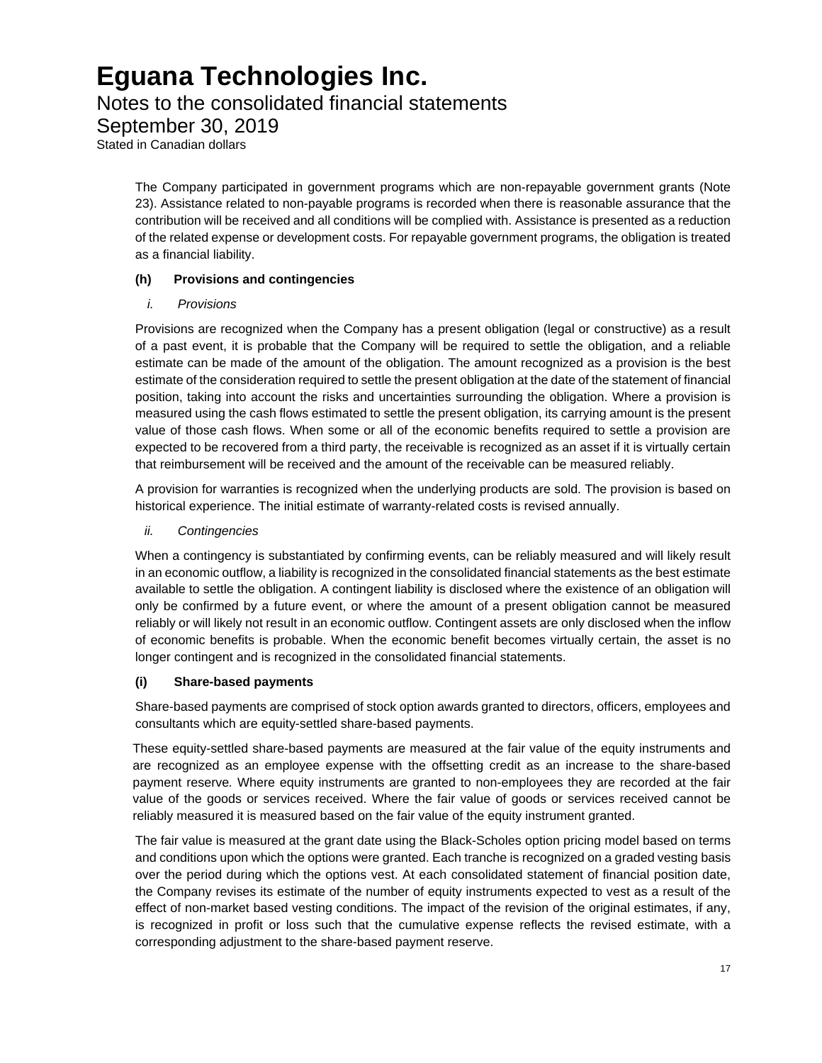The Company participated in government programs which are non-repayable government grants (Note 23). Assistance related to non-payable programs is recorded when there is reasonable assurance that the contribution will be received and all conditions will be complied with. Assistance is presented as a reduction of the related expense or development costs. For repayable government programs, the obligation is treated as a financial liability.

### (h) Provisions and contingencies

*i. Provisions*

Provisions are recognized when the Company has a present obligation (legal or constructive) as a result of a past event, it is probable that the Company will be required to settle the obligation, and a reliable estimate can be made of the amount of the obligation. The amount recognized as a provision is the best estimate of the consideration required to settle the present obligation at the date of the statement of financial position, taking into account the risks and uncertainties surrounding the obligation. Where a provision is measured using the cash flows estimated to settle the present obligation, its carrying amount is the present value of those cash flows. When some or all of the economic benefits required to settle a provision are expected to be recovered from a third party, the receivable is recognized as an asset if it is virtually certain that reimbursement will be received and the amount of the receivable can be measured reliably.

A provision for warranties is recognized when the underlying products are sold. The provision is based on historical experience. The initial estimate of warranty-related costs is revised annually.

*ii. Contingencies*

When a contingency is substantiated by confirming events, can be reliably measured and will likely result in an economic outflow, a liability is recognized in the consolidated financial statements as the best estimate available to settle the obligation. A contingent liability is disclosed where the existence of an obligation will only be confirmed by a future event, or where the amount of a present obligation cannot be measured reliably or will likely not result in an economic outflow. Contingent assets are only disclosed when the inflow of economic benefits is probable. When the economic benefit becomes virtually certain, the asset is no longer contingent and is recognized in the consolidated financial statements.

### (i) Share-based payments

Share-based payments are comprised of stock option awards granted to directors, officers, employees and consultants which are equity-settled share-based payments.

These equity-settled share-based payments are measured at the fair value of the equity instruments and are recognized as an employee expense with the offsetting credit as an increase to the share-based payment reserve. Where equity instruments are granted to non-employees they are recorded at the fair value of the goods or services received. Where the fair value of goods or services received cannot be reliably measured it is measured based on the fair value of the equity instrument granted.

The fair value is measured at the grant date using the Black-Scholes option pricing model based on terms and conditions upon which the options were granted. Each tranche is recognized on a graded vesting basis over the period during which the options vest. At each consolidated statement of financial position date, the Company revises its estimate of the number of equity instruments expected to vest as a result of the effect of non-market based vesting conditions. The impact of the revision of the original estimates, if any, is recognized in profit or loss such that the cumulative expense reflects the revised estimate, with a corresponding adjustment to the share-based payment reserve.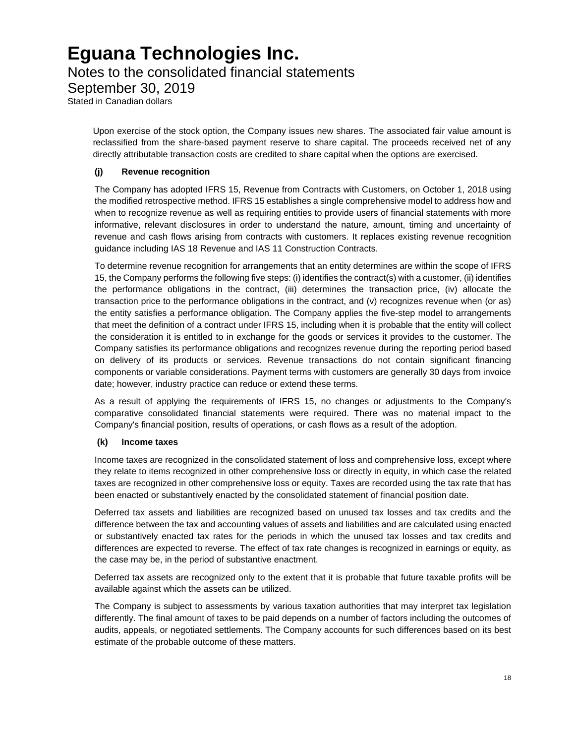Upon exercise of the stock option, the Company issues new shares. The associated fair value amount is reclassified from the share-based payment reserve to share capital. The proceeds received net of any directly attributable transaction costs are credited to share capital when the options are exercised.

### (j) Revenue recognition

The Company has adopted IFRS 15, Revenue from Contracts with Customers, on October 1, 2018 using the modified retrospective method. IFRS 15 establishes a single comprehensive model to address how and when to recognize revenue as well as requiring entities to provide users of financial statements with more informative, relevant disclosures in order to understand the nature, amount, timing and uncertainty of revenue and cash flows arising from contracts with customers. It replaces existing revenue recognition guidance including IAS 18 Revenue and IAS 11 Construction Contracts.

To determine revenue recognition for arrangements that an entity determines are within the scope of IFRS 15, the Company performs the following five steps: (i) identifies the contract(s) with a customer, (ii) identifies the performance obligations in the contract, (iii) determines the transaction price, (iv) allocate the transaction price to the performance obligations in the contract, and (v) recognizes revenue when (or as) the entity satisfies a performance obligation. The Company applies the five-step model to arrangements that meet the definition of a contract under IFRS 15, including when it is probable that the entity will collect the consideration it is entitled to in exchange for the goods or services it provides to the customer. The Company satisfies its performance obligations and recognizes revenue during the reporting period based on delivery of its products or services. Revenue transactions do not contain significant financing components or variable considerations. Payment terms with customers are generally 30 days from invoice date; however, industry practice can reduce or extend these terms.

As a result of applying the requirements of IFRS 15, no changes or adjustments to the Company's comparative consolidated financial statements were required. There was no material impact to the Company's financial position, results of operations, or cash flows as a result of the adoption.

### (k) Income taxes

Income taxes are recognized in the consolidated statement of loss and comprehensive loss, except where they relate to items recognized in other comprehensive loss or directly in equity, in which case the related taxes are recognized in other comprehensive loss or equity. Taxes are recorded using the tax rate that has been enacted or substantively enacted by the consolidated statement of financial position date.

Deferred tax assets and liabilities are recognized based on unused tax losses and tax credits and the difference between the tax and accounting values of assets and liabilities and are calculated using enacted or substantively enacted tax rates for the periods in which the unused tax losses and tax credits and differences are expected to reverse. The effect of tax rate changes is recognized in earnings or equity, as the case may be, in the period of substantive enactment.

Deferred tax assets are recognized only to the extent that it is probable that future taxable profits will be available against which the assets can be utilized.

The Company is subject to assessments by various taxation authorities that may interpret tax legislation differently. The final amount of taxes to be paid depends on a number of factors including the outcomes of audits, appeals, or negotiated settlements. The Company accounts for such differences based on its best estimate of the probable outcome of these matters.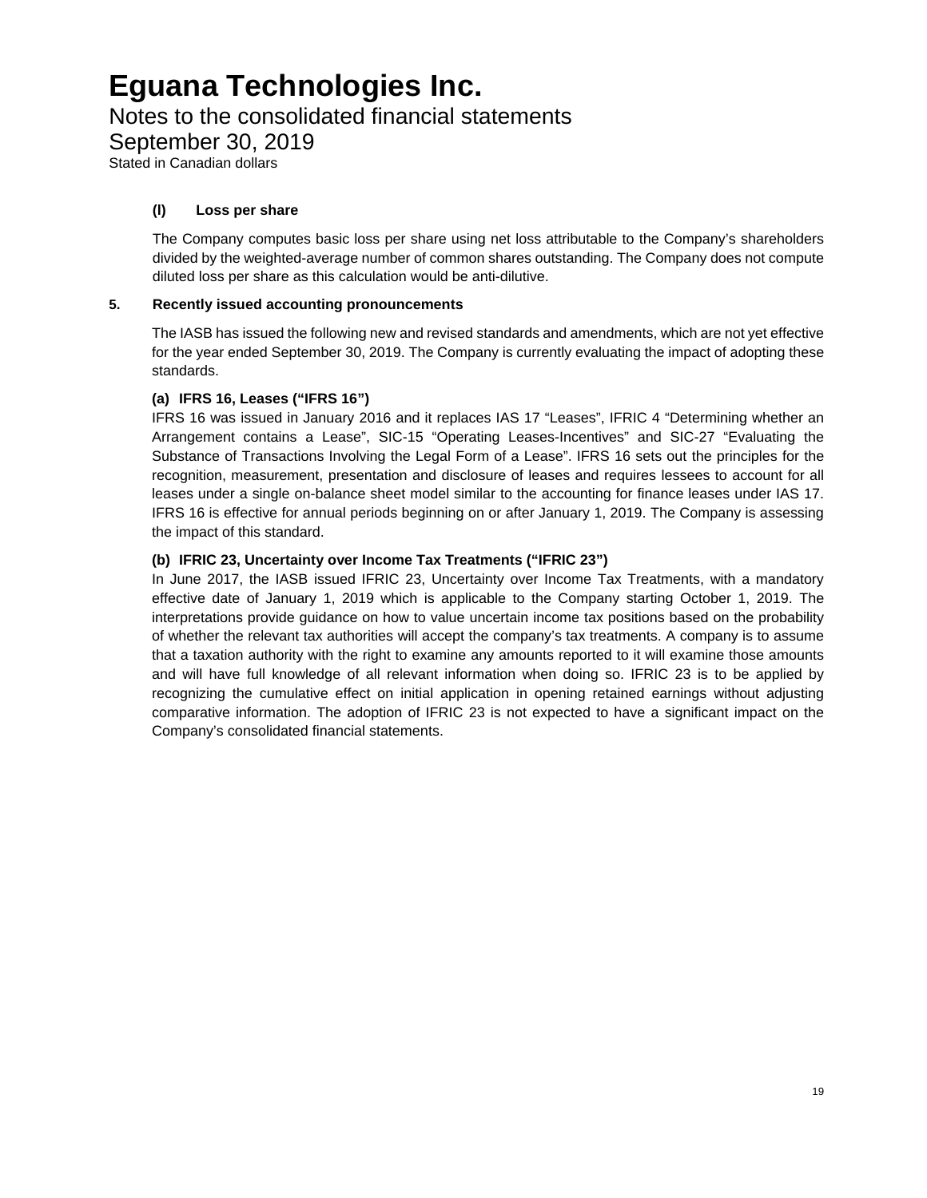# Eguana Technologies Inc.

Notes to the consolidated financial statements
September 30, 2019
Stated in Canadian dollars

**(l) Loss per share**

The Company computes basic loss per share using net loss attributable to the Company's shareholders divided by the weighted-average number of common shares outstanding. The Company does not compute diluted loss per share as this calculation would be anti-dilutive.

## 5. Recently issued accounting pronouncements

The IASB has issued the following new and revised standards and amendments, which are not yet effective for the year ended September 30, 2019. The Company is currently evaluating the impact of adopting these standards.

**(a) IFRS 16, Leases ("IFRS 16")**

IFRS 16 was issued in January 2016 and it replaces IAS 17 "Leases", IFRIC 4 "Determining whether an Arrangement contains a Lease", SIC-15 "Operating Leases-Incentives" and SIC-27 "Evaluating the Substance of Transactions Involving the Legal Form of a Lease". IFRS 16 sets out the principles for the recognition, measurement, presentation and disclosure of leases and requires lessees to account for all leases under a single on-balance sheet model similar to the accounting for finance leases under IAS 17. IFRS 16 is effective for annual periods beginning on or after January 1, 2019. The Company is assessing the impact of this standard.

**(b) IFRIC 23, Uncertainty over Income Tax Treatments ("IFRIC 23")**

In June 2017, the IASB issued IFRIC 23, Uncertainty over Income Tax Treatments, with a mandatory effective date of January 1, 2019 which is applicable to the Company starting October 1, 2019. The interpretations provide guidance on how to value uncertain income tax positions based on the probability of whether the relevant tax authorities will accept the company's tax treatments. A company is to assume that a taxation authority with the right to examine any amounts reported to it will examine those amounts and will have full knowledge of all relevant information when doing so. IFRIC 23 is to be applied by recognizing the cumulative effect on initial application in opening retained earnings without adjusting comparative information. The adoption of IFRIC 23 is not expected to have a significant impact on the Company's consolidated financial statements.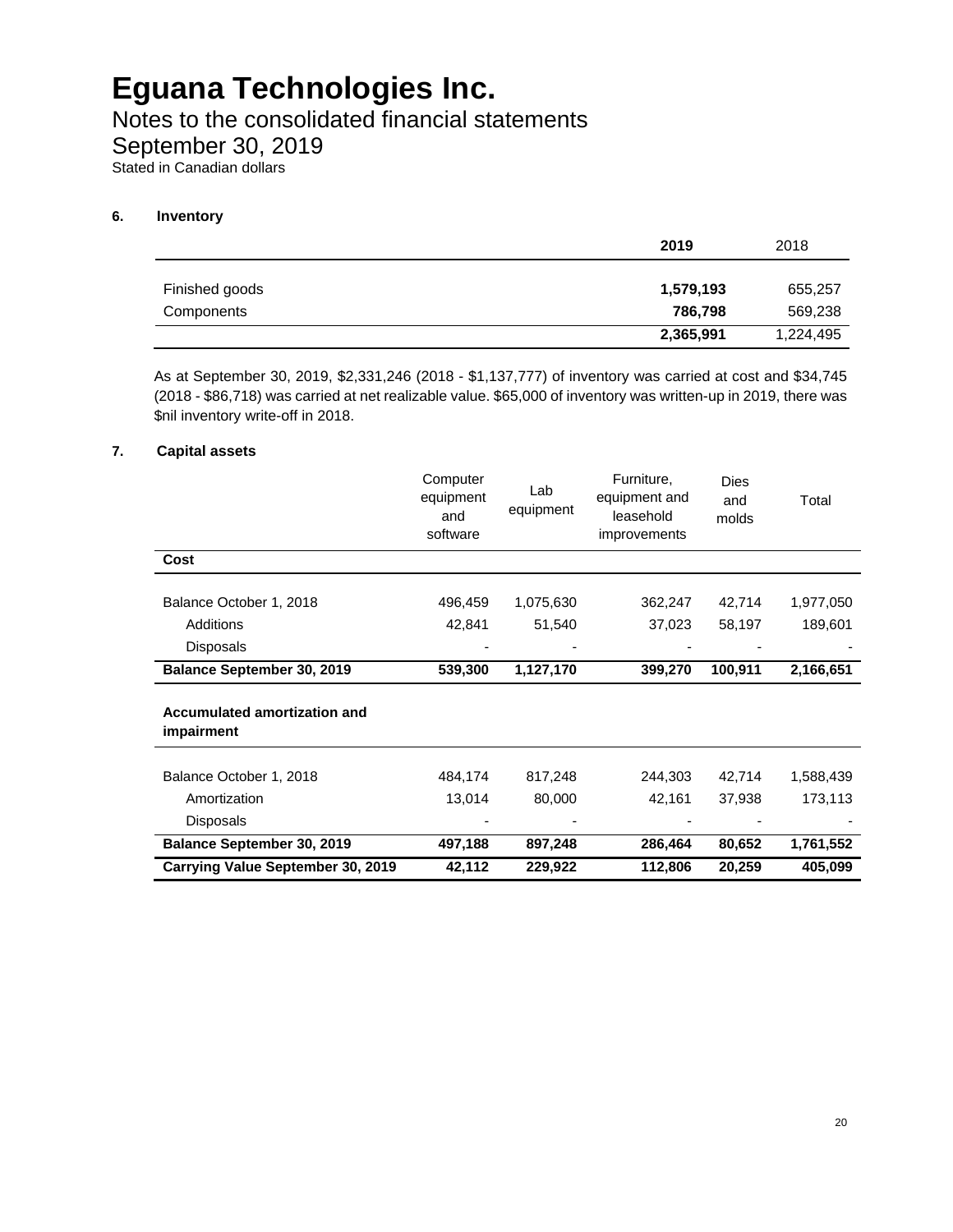# Eguana Technologies Inc.

Notes to the consolidated financial statements
September 30, 2019
Stated in Canadian dollars

### 6. Inventory

| | **2019** | 2018 |
|---|---|---|
| Finished goods | **1,579,193** | 655,257 |
| Components | **786,798** | 569,238 |
| | **2,365,991** | 1,224,495 |

As at September 30, 2019, $2,331,246 (2018 - $1,137,777) of inventory was carried at cost and $34,745 (2018 - $86,718) was carried at net realizable value. $65,000 of inventory was written-up in 2019, there was $nil inventory write-off in 2018.

### 7. Capital assets

| | Computer equipment and software | Lab equipment | Furniture, equipment and leasehold improvements | Dies and molds | Total |
|---|---|---|---|---|---|
| **Cost** | | | | | |
| Balance October 1, 2018 | 496,459 | 1,075,630 | 362,247 | 42,714 | 1,977,050 |
| Additions | 42,841 | 51,540 | 37,023 | 58,197 | 189,601 |
| Disposals | - | - | - | - | - |
| **Balance September 30, 2019** | **539,300** | **1,127,170** | **399,270** | **100,911** | **2,166,651** |
| **Accumulated amortization and impairment** | | | | | |
| Balance October 1, 2018 | 484,174 | 817,248 | 244,303 | 42,714 | 1,588,439 |
| Amortization | 13,014 | 80,000 | 42,161 | 37,938 | 173,113 |
| Disposals | - | - | - | - | - |
| **Balance September 30, 2019** | **497,188** | **897,248** | **286,464** | **80,652** | **1,761,552** |
| **Carrying Value September 30, 2019** | **42,112** | **229,922** | **112,806** | **20,259** | **405,099** |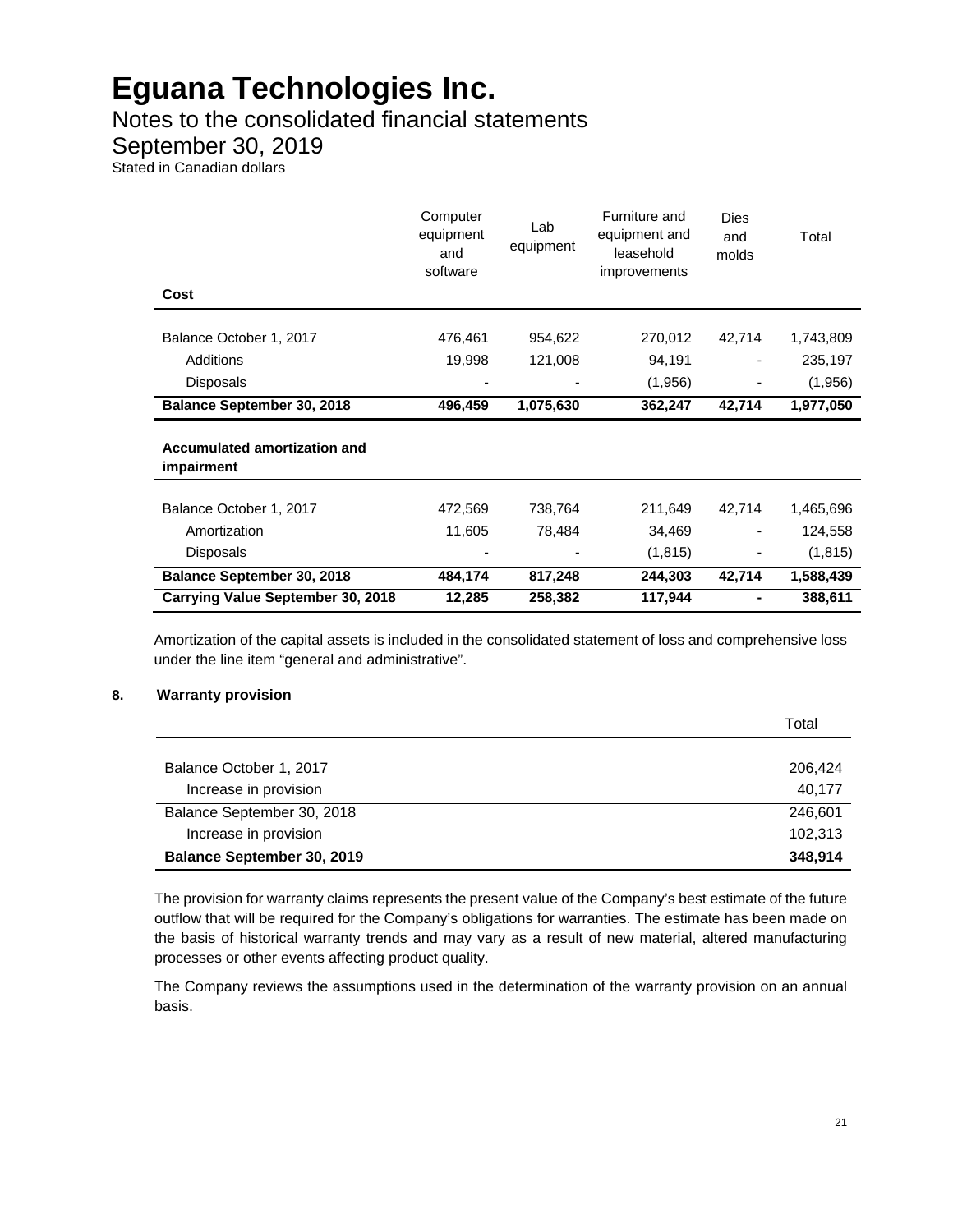# Eguana Technologies Inc.

## Notes to the consolidated financial statements

## September 30, 2019

Stated in Canadian dollars

| | Computer equipment and software | Lab equipment | Furniture and equipment and leasehold improvements | Dies and molds | Total |
|---|---|---|---|---|---|
| **Cost** | | | | | |
| Balance October 1, 2017 | 476,461 | 954,622 | 270,012 | 42,714 | 1,743,809 |
| Additions | 19,998 | 121,008 | 94,191 | - | 235,197 |
| Disposals | - | - | (1,956) | - | (1,956) |
| **Balance September 30, 2018** | **496,459** | **1,075,630** | **362,247** | **42,714** | **1,977,050** |
| **Accumulated amortization and impairment** | | | | | |
| Balance October 1, 2017 | 472,569 | 738,764 | 211,649 | 42,714 | 1,465,696 |
| Amortization | 11,605 | 78,484 | 34,469 | - | 124,558 |
| Disposals | - | - | (1,815) | - | (1,815) |
| **Balance September 30, 2018** | **484,174** | **817,248** | **244,303** | **42,714** | **1,588,439** |
| **Carrying Value September 30, 2018** | **12,285** | **258,382** | **117,944** | **-** | **388,611** |

Amortization of the capital assets is included in the consolidated statement of loss and comprehensive loss under the line item "general and administrative".

### 8. Warranty provision

| | Total |
|---|---|
| Balance October 1, 2017 | 206,424 |
| Increase in provision | 40,177 |
| Balance September 30, 2018 | 246,601 |
| Increase in provision | 102,313 |
| **Balance September 30, 2019** | **348,914** |

The provision for warranty claims represents the present value of the Company's best estimate of the future outflow that will be required for the Company's obligations for warranties. The estimate has been made on the basis of historical warranty trends and may vary as a result of new material, altered manufacturing processes or other events affecting product quality.

The Company reviews the assumptions used in the determination of the warranty provision on an annual basis.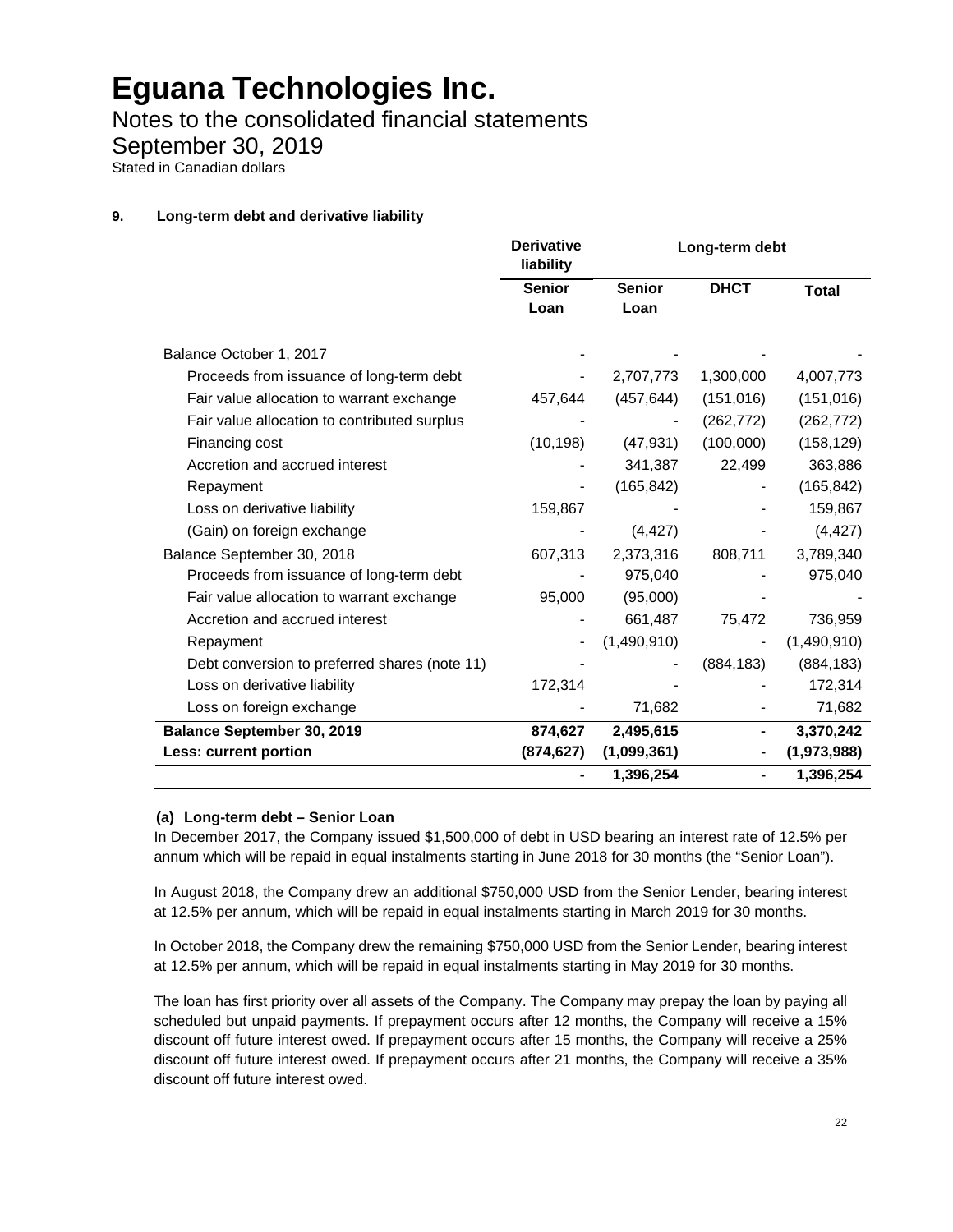# Eguana Technologies Inc.

Notes to the consolidated financial statements

September 30, 2019

Stated in Canadian dollars

**9. Long-term debt and derivative liability**

| | Derivative liability | Long-term debt | | |
|---|---|---|---|---|
| | **Senior Loan** | **Senior Loan** | **DHCT** | **Total** |
| Balance October 1, 2017 | - | - | - | - |
| Proceeds from issuance of long-term debt | - | 2,707,773 | 1,300,000 | 4,007,773 |
| Fair value allocation to warrant exchange | 457,644 | (457,644) | (151,016) | (151,016) |
| Fair value allocation to contributed surplus | - | - | (262,772) | (262,772) |
| Financing cost | (10,198) | (47,931) | (100,000) | (158,129) |
| Accretion and accrued interest | - | 341,387 | 22,499 | 363,886 |
| Repayment | - | (165,842) | - | (165,842) |
| Loss on derivative liability | 159,867 | - | - | 159,867 |
| (Gain) on foreign exchange | - | (4,427) | - | (4,427) |
| Balance September 30, 2018 | 607,313 | 2,373,316 | 808,711 | 3,789,340 |
| Proceeds from issuance of long-term debt | - | 975,040 | - | 975,040 |
| Fair value allocation to warrant exchange | 95,000 | (95,000) | - | - |
| Accretion and accrued interest | - | 661,487 | 75,472 | 736,959 |
| Repayment | - | (1,490,910) | - | (1,490,910) |
| Debt conversion to preferred shares (note 11) | - | - | (884,183) | (884,183) |
| Loss on derivative liability | 172,314 | - | - | 172,314 |
| Loss on foreign exchange | - | 71,682 | - | 71,682 |
| **Balance September 30, 2019** | **874,627** | **2,495,615** | **-** | **3,370,242** |
| **Less: current portion** | **(874,627)** | **(1,099,361)** | **-** | **(1,973,988)** |
| | **-** | **1,396,254** | **-** | **1,396,254** |

**(a) Long-term debt – Senior Loan**

In December 2017, the Company issued $1,500,000 of debt in USD bearing an interest rate of 12.5% per annum which will be repaid in equal instalments starting in June 2018 for 30 months (the "Senior Loan").

In August 2018, the Company drew an additional $750,000 USD from the Senior Lender, bearing interest at 12.5% per annum, which will be repaid in equal instalments starting in March 2019 for 30 months.

In October 2018, the Company drew the remaining $750,000 USD from the Senior Lender, bearing interest at 12.5% per annum, which will be repaid in equal instalments starting in May 2019 for 30 months.

The loan has first priority over all assets of the Company. The Company may prepay the loan by paying all scheduled but unpaid payments. If prepayment occurs after 12 months, the Company will receive a 15% discount off future interest owed. If prepayment occurs after 15 months, the Company will receive a 25% discount off future interest owed. If prepayment occurs after 21 months, the Company will receive a 35% discount off future interest owed.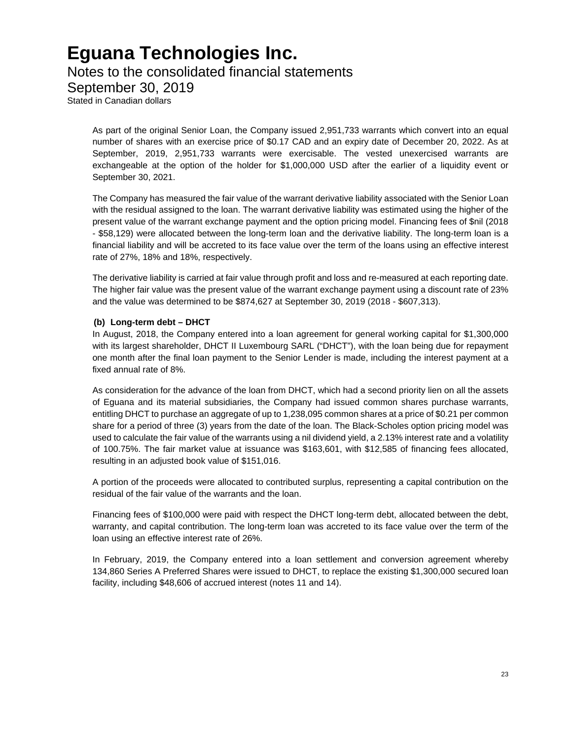As part of the original Senior Loan, the Company issued 2,951,733 warrants which convert into an equal number of shares with an exercise price of $0.17 CAD and an expiry date of December 20, 2022. As at September, 2019, 2,951,733 warrants were exercisable. The vested unexercised warrants are exchangeable at the option of the holder for $1,000,000 USD after the earlier of a liquidity event or September 30, 2021.

The Company has measured the fair value of the warrant derivative liability associated with the Senior Loan with the residual assigned to the loan. The warrant derivative liability was estimated using the higher of the present value of the warrant exchange payment and the option pricing model. Financing fees of $nil (2018 - $58,129) were allocated between the long-term loan and the derivative liability. The long-term loan is a financial liability and will be accreted to its face value over the term of the loans using an effective interest rate of 27%, 18% and 18%, respectively.

The derivative liability is carried at fair value through profit and loss and re-measured at each reporting date. The higher fair value was the present value of the warrant exchange payment using a discount rate of 23% and the value was determined to be $874,627 at September 30, 2019 (2018 - $607,313).

**(b) Long-term debt – DHCT**

In August, 2018, the Company entered into a loan agreement for general working capital for $1,300,000 with its largest shareholder, DHCT II Luxembourg SARL ("DHCT"), with the loan being due for repayment one month after the final loan payment to the Senior Lender is made, including the interest payment at a fixed annual rate of 8%.

As consideration for the advance of the loan from DHCT, which had a second priority lien on all the assets of Eguana and its material subsidiaries, the Company had issued common shares purchase warrants, entitling DHCT to purchase an aggregate of up to 1,238,095 common shares at a price of $0.21 per common share for a period of three (3) years from the date of the loan. The Black-Scholes option pricing model was used to calculate the fair value of the warrants using a nil dividend yield, a 2.13% interest rate and a volatility of 100.75%. The fair market value at issuance was $163,601, with $12,585 of financing fees allocated, resulting in an adjusted book value of $151,016.

A portion of the proceeds were allocated to contributed surplus, representing a capital contribution on the residual of the fair value of the warrants and the loan.

Financing fees of $100,000 were paid with respect the DHCT long-term debt, allocated between the debt, warranty, and capital contribution. The long-term loan was accreted to its face value over the term of the loan using an effective interest rate of 26%.

In February, 2019, the Company entered into a loan settlement and conversion agreement whereby 134,860 Series A Preferred Shares were issued to DHCT, to replace the existing $1,300,000 secured loan facility, including $48,606 of accrued interest (notes 11 and 14).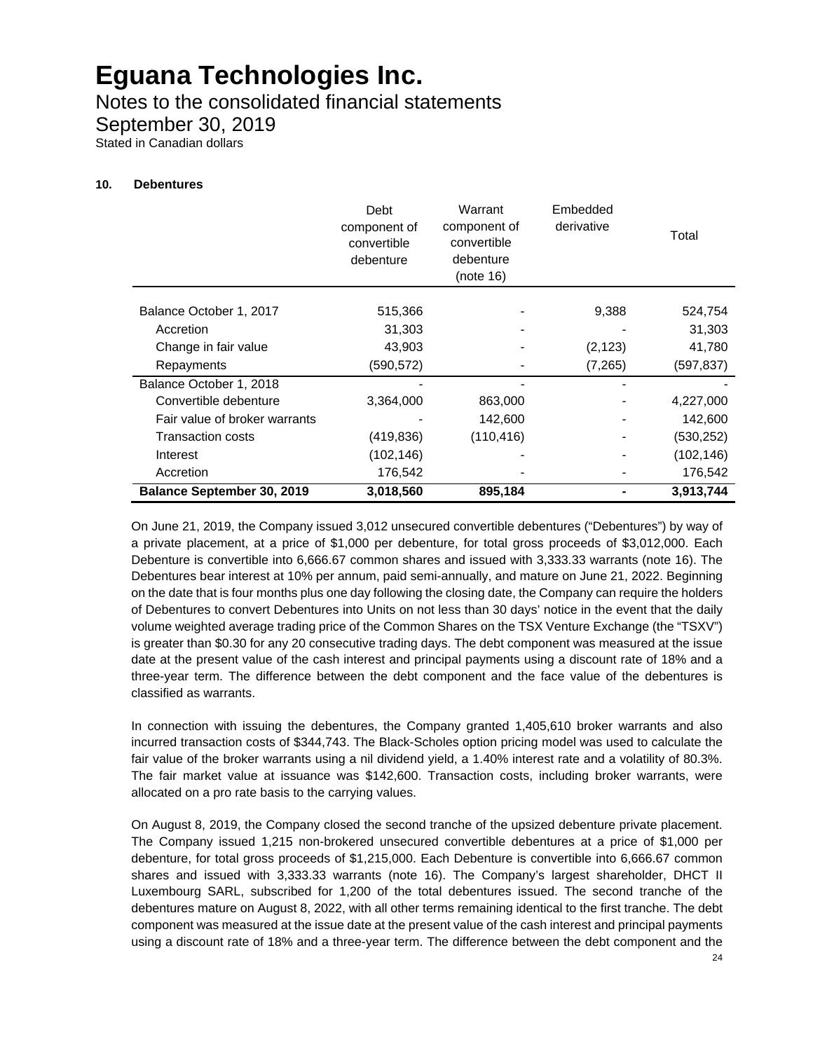# Eguana Technologies Inc.

## Notes to the consolidated financial statements

## September 30, 2019

Stated in Canadian dollars

**10. Debentures**

| | Debt component of convertible debenture | Warrant component of convertible debenture (note 16) | Embedded derivative | Total |
|---|---|---|---|---|
| Balance October 1, 2017 | 515,366 | - | 9,388 | 524,754 |
| Accretion | 31,303 | - | - | 31,303 |
| Change in fair value | 43,903 | - | (2,123) | 41,780 |
| Repayments | (590,572) | - | (7,265) | (597,837) |
| Balance October 1, 2018 | - | - | - | - |
| Convertible debenture | 3,364,000 | 863,000 | - | 4,227,000 |
| Fair value of broker warrants | - | 142,600 | - | 142,600 |
| Transaction costs | (419,836) | (110,416) | - | (530,252) |
| Interest | (102,146) | - | - | (102,146) |
| Accretion | 176,542 | - | - | 176,542 |
| **Balance September 30, 2019** | **3,018,560** | **895,184** | **-** | **3,913,744** |

On June 21, 2019, the Company issued 3,012 unsecured convertible debentures ("Debentures") by way of a private placement, at a price of $1,000 per debenture, for total gross proceeds of $3,012,000. Each Debenture is convertible into 6,666.67 common shares and issued with 3,333.33 warrants (note 16). The Debentures bear interest at 10% per annum, paid semi-annually, and mature on June 21, 2022. Beginning on the date that is four months plus one day following the closing date, the Company can require the holders of Debentures to convert Debentures into Units on not less than 30 days' notice in the event that the daily volume weighted average trading price of the Common Shares on the TSX Venture Exchange (the "TSXV") is greater than $0.30 for any 20 consecutive trading days. The debt component was measured at the issue date at the present value of the cash interest and principal payments using a discount rate of 18% and a three-year term. The difference between the debt component and the face value of the debentures is classified as warrants.

In connection with issuing the debentures, the Company granted 1,405,610 broker warrants and also incurred transaction costs of $344,743. The Black-Scholes option pricing model was used to calculate the fair value of the broker warrants using a nil dividend yield, a 1.40% interest rate and a volatility of 80.3%. The fair market value at issuance was $142,600. Transaction costs, including broker warrants, were allocated on a pro rate basis to the carrying values.

On August 8, 2019, the Company closed the second tranche of the upsized debenture private placement. The Company issued 1,215 non-brokered unsecured convertible debentures at a price of $1,000 per debenture, for total gross proceeds of $1,215,000. Each Debenture is convertible into 6,666.67 common shares and issued with 3,333.33 warrants (note 16). The Company's largest shareholder, DHCT II Luxembourg SARL, subscribed for 1,200 of the total debentures issued. The second tranche of the debentures mature on August 8, 2022, with all other terms remaining identical to the first tranche. The debt component was measured at the issue date at the present value of the cash interest and principal payments using a discount rate of 18% and a three-year term. The difference between the debt component and the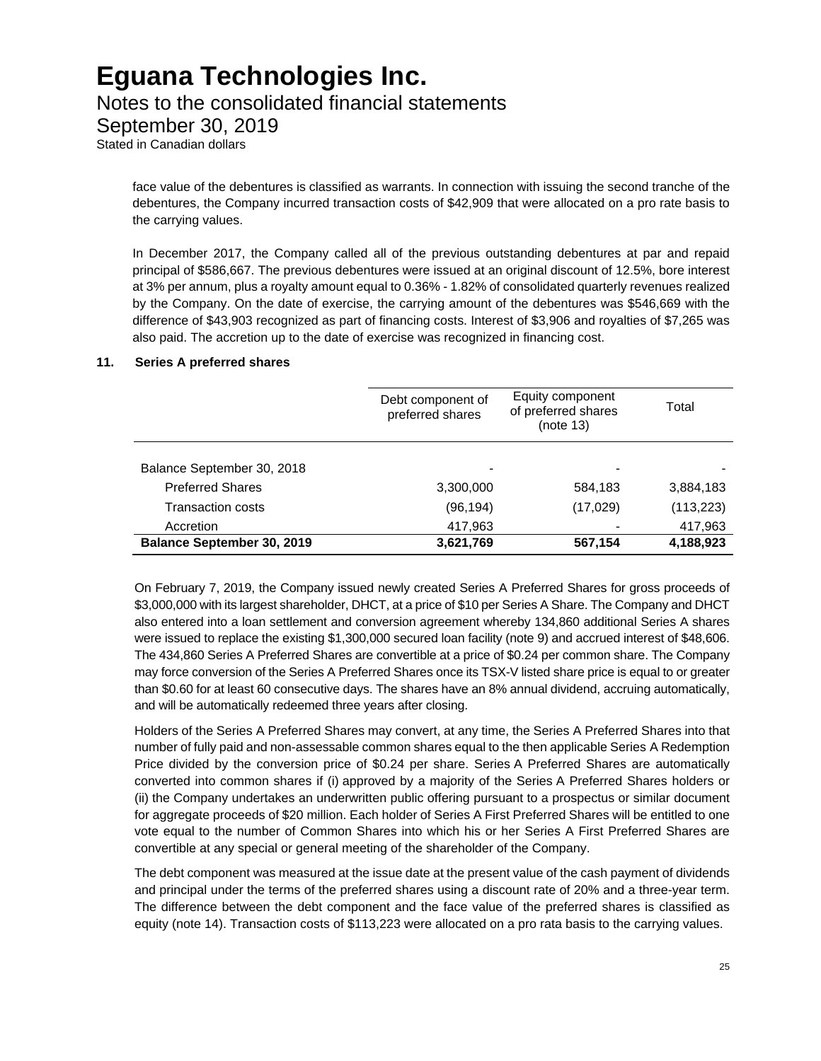face value of the debentures is classified as warrants. In connection with issuing the second tranche of the debentures, the Company incurred transaction costs of $42,909 that were allocated on a pro rate basis to the carrying values.

In December 2017, the Company called all of the previous outstanding debentures at par and repaid principal of $586,667. The previous debentures were issued at an original discount of 12.5%, bore interest at 3% per annum, plus a royalty amount equal to 0.36% - 1.82% of consolidated quarterly revenues realized by the Company. On the date of exercise, the carrying amount of the debentures was $546,669 with the difference of $43,903 recognized as part of financing costs. Interest of $3,906 and royalties of $7,265 was also paid. The accretion up to the date of exercise was recognized in financing cost.

## 11. Series A preferred shares

| | Debt component of preferred shares | Equity component of preferred shares (note 13) | Total |
|---|---|---|---|
| Balance September 30, 2018 | - | - | - |
| Preferred Shares | 3,300,000 | 584,183 | 3,884,183 |
| Transaction costs | (96,194) | (17,029) | (113,223) |
| Accretion | 417,963 | - | 417,963 |
| **Balance September 30, 2019** | **3,621,769** | **567,154** | **4,188,923** |

On February 7, 2019, the Company issued newly created Series A Preferred Shares for gross proceeds of $3,000,000 with its largest shareholder, DHCT, at a price of $10 per Series A Share. The Company and DHCT also entered into a loan settlement and conversion agreement whereby 134,860 additional Series A shares were issued to replace the existing $1,300,000 secured loan facility (note 9) and accrued interest of $48,606. The 434,860 Series A Preferred Shares are convertible at a price of $0.24 per common share. The Company may force conversion of the Series A Preferred Shares once its TSX-V listed share price is equal to or greater than $0.60 for at least 60 consecutive days. The shares have an 8% annual dividend, accruing automatically, and will be automatically redeemed three years after closing.

Holders of the Series A Preferred Shares may convert, at any time, the Series A Preferred Shares into that number of fully paid and non-assessable common shares equal to the then applicable Series A Redemption Price divided by the conversion price of $0.24 per share. Series A Preferred Shares are automatically converted into common shares if (i) approved by a majority of the Series A Preferred Shares holders or (ii) the Company undertakes an underwritten public offering pursuant to a prospectus or similar document for aggregate proceeds of $20 million. Each holder of Series A First Preferred Shares will be entitled to one vote equal to the number of Common Shares into which his or her Series A First Preferred Shares are convertible at any special or general meeting of the shareholder of the Company.

The debt component was measured at the issue date at the present value of the cash payment of dividends and principal under the terms of the preferred shares using a discount rate of 20% and a three-year term. The difference between the debt component and the face value of the preferred shares is classified as equity (note 14). Transaction costs of $113,223 were allocated on a pro rata basis to the carrying values.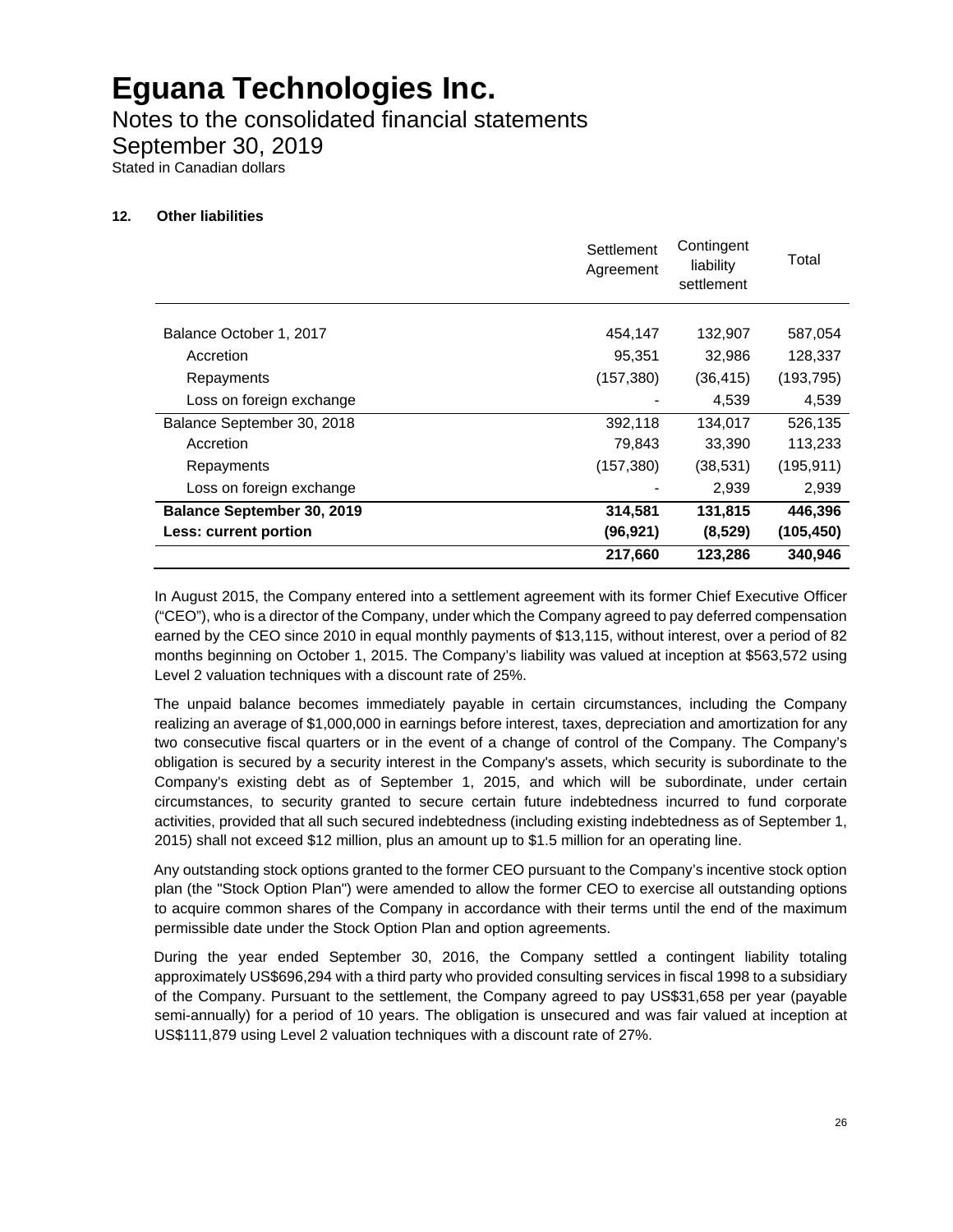# Eguana Technologies Inc.

Notes to the consolidated financial statements

September 30, 2019

Stated in Canadian dollars

### 12. Other liabilities

| | Settlement Agreement | Contingent liability settlement | Total |
|---|---|---|---|
| Balance October 1, 2017 | 454,147 | 132,907 | 587,054 |
| Accretion | 95,351 | 32,986 | 128,337 |
| Repayments | (157,380) | (36,415) | (193,795) |
| Loss on foreign exchange | - | 4,539 | 4,539 |
| Balance September 30, 2018 | 392,118 | 134,017 | 526,135 |
| Accretion | 79,843 | 33,390 | 113,233 |
| Repayments | (157,380) | (38,531) | (195,911) |
| Loss on foreign exchange | - | 2,939 | 2,939 |
| **Balance September 30, 2019** | **314,581** | **131,815** | **446,396** |
| **Less: current portion** | **(96,921)** | **(8,529)** | **(105,450)** |
| | **217,660** | **123,286** | **340,946** |

In August 2015, the Company entered into a settlement agreement with its former Chief Executive Officer ("CEO"), who is a director of the Company, under which the Company agreed to pay deferred compensation earned by the CEO since 2010 in equal monthly payments of $13,115, without interest, over a period of 82 months beginning on October 1, 2015. The Company's liability was valued at inception at $563,572 using Level 2 valuation techniques with a discount rate of 25%.

The unpaid balance becomes immediately payable in certain circumstances, including the Company realizing an average of $1,000,000 in earnings before interest, taxes, depreciation and amortization for any two consecutive fiscal quarters or in the event of a change of control of the Company. The Company's obligation is secured by a security interest in the Company's assets, which security is subordinate to the Company's existing debt as of September 1, 2015, and which will be subordinate, under certain circumstances, to security granted to secure certain future indebtedness incurred to fund corporate activities, provided that all such secured indebtedness (including existing indebtedness as of September 1, 2015) shall not exceed $12 million, plus an amount up to $1.5 million for an operating line.

Any outstanding stock options granted to the former CEO pursuant to the Company's incentive stock option plan (the "Stock Option Plan") were amended to allow the former CEO to exercise all outstanding options to acquire common shares of the Company in accordance with their terms until the end of the maximum permissible date under the Stock Option Plan and option agreements.

During the year ended September 30, 2016, the Company settled a contingent liability totaling approximately US$696,294 with a third party who provided consulting services in fiscal 1998 to a subsidiary of the Company. Pursuant to the settlement, the Company agreed to pay US$31,658 per year (payable semi-annually) for a period of 10 years. The obligation is unsecured and was fair valued at inception at US$111,879 using Level 2 valuation techniques with a discount rate of 27%.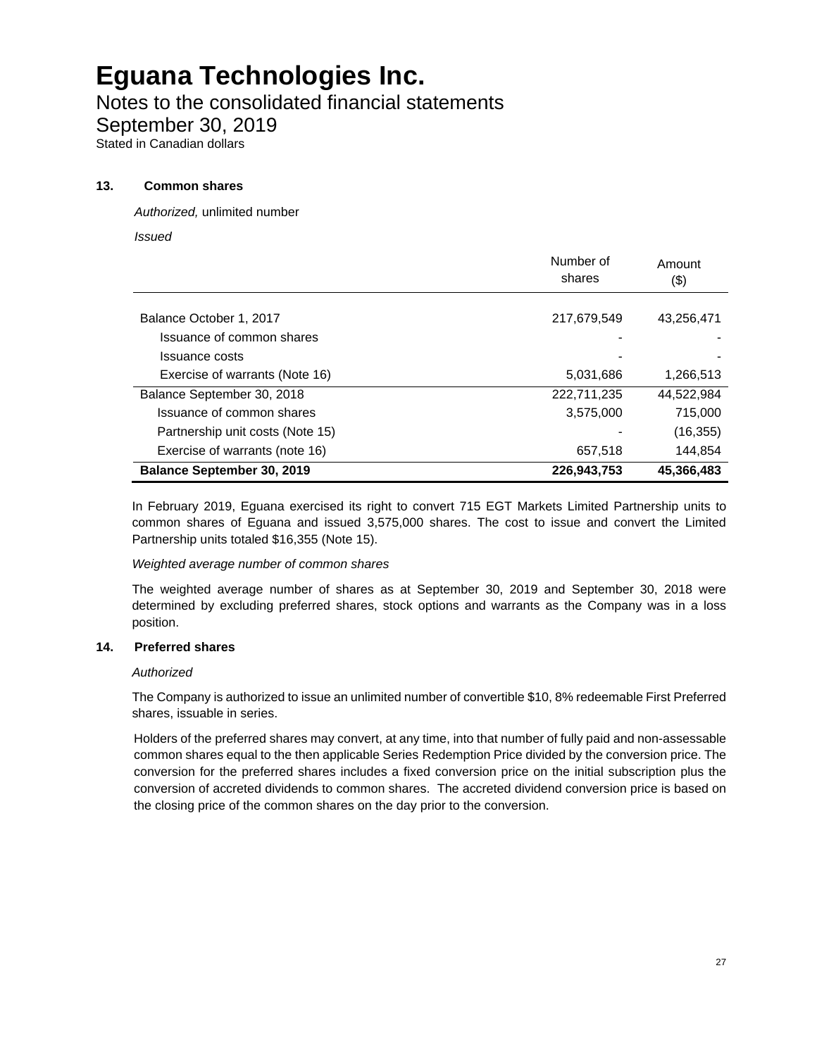# Eguana Technologies Inc.

## Notes to the consolidated financial statements

## September 30, 2019

Stated in Canadian dollars

### 13. Common shares

*Authorized,* unlimited number

*Issued*

| | Number of shares | Amount ($) |
|---|---|---|
| Balance October 1, 2017 | 217,679,549 | 43,256,471 |
| Issuance of common shares | - | - |
| Issuance costs | - | - |
| Exercise of warrants (Note 16) | 5,031,686 | 1,266,513 |
| Balance September 30, 2018 | 222,711,235 | 44,522,984 |
| Issuance of common shares | 3,575,000 | 715,000 |
| Partnership unit costs (Note 15) | - | (16,355) |
| Exercise of warrants (note 16) | 657,518 | 144,854 |
| **Balance September 30, 2019** | **226,943,753** | **45,366,483** |

In February 2019, Eguana exercised its right to convert 715 EGT Markets Limited Partnership units to common shares of Eguana and issued 3,575,000 shares. The cost to issue and convert the Limited Partnership units totaled $16,355 (Note 15).

*Weighted average number of common shares*

The weighted average number of shares as at September 30, 2019 and September 30, 2018 were determined by excluding preferred shares, stock options and warrants as the Company was in a loss position.

### 14. Preferred shares

*Authorized*

The Company is authorized to issue an unlimited number of convertible $10, 8% redeemable First Preferred shares, issuable in series.

Holders of the preferred shares may convert, at any time, into that number of fully paid and non-assessable common shares equal to the then applicable Series Redemption Price divided by the conversion price. The conversion for the preferred shares includes a fixed conversion price on the initial subscription plus the conversion of accreted dividends to common shares. The accreted dividend conversion price is based on the closing price of the common shares on the day prior to the conversion.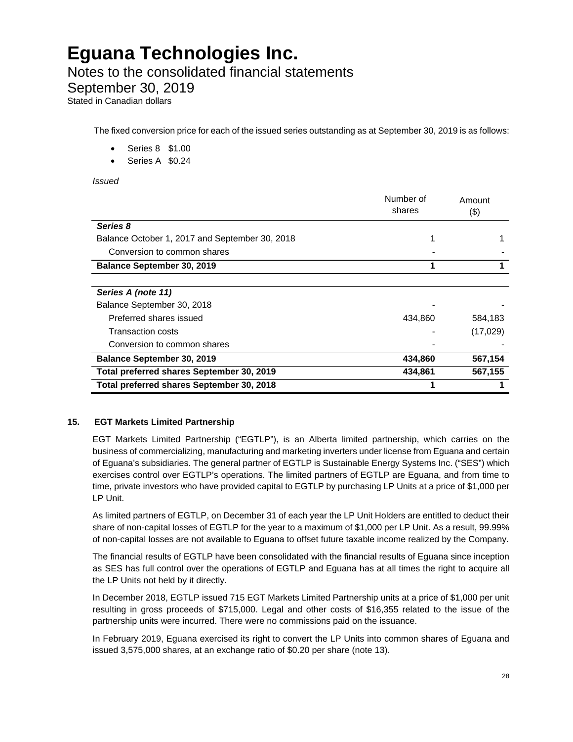The fixed conversion price for each of the issued series outstanding as at September 30, 2019 is as follows:

- Series 8 $1.00
- Series A $0.24

*Issued*

| | Number of shares | Amount ($) |
|---|---|---|
| ***Series 8*** | | |
| Balance October 1, 2017 and September 30, 2018 | 1 | 1 |
| Conversion to common shares | - | - |
| **Balance September 30, 2019** | **1** | **1** |
| ***Series A (note 11)*** | | |
| Balance September 30, 2018 | - | - |
| Preferred shares issued | 434,860 | 584,183 |
| Transaction costs | - | (17,029) |
| Conversion to common shares | - | - |
| **Balance September 30, 2019** | **434,860** | **567,154** |
| **Total preferred shares September 30, 2019** | **434,861** | **567,155** |
| **Total preferred shares September 30, 2018** | **1** | **1** |

## 15. EGT Markets Limited Partnership

EGT Markets Limited Partnership ("EGTLP"), is an Alberta limited partnership, which carries on the business of commercializing, manufacturing and marketing inverters under license from Eguana and certain of Eguana's subsidiaries. The general partner of EGTLP is Sustainable Energy Systems Inc. ("SES") which exercises control over EGTLP's operations. The limited partners of EGTLP are Eguana, and from time to time, private investors who have provided capital to EGTLP by purchasing LP Units at a price of $1,000 per LP Unit.

As limited partners of EGTLP, on December 31 of each year the LP Unit Holders are entitled to deduct their share of non-capital losses of EGTLP for the year to a maximum of $1,000 per LP Unit. As a result, 99.99% of non-capital losses are not available to Eguana to offset future taxable income realized by the Company.

The financial results of EGTLP have been consolidated with the financial results of Eguana since inception as SES has full control over the operations of EGTLP and Eguana has at all times the right to acquire all the LP Units not held by it directly.

In December 2018, EGTLP issued 715 EGT Markets Limited Partnership units at a price of $1,000 per unit resulting in gross proceeds of $715,000. Legal and other costs of $16,355 related to the issue of the partnership units were incurred. There were no commissions paid on the issuance.

In February 2019, Eguana exercised its right to convert the LP Units into common shares of Eguana and issued 3,575,000 shares, at an exchange ratio of $0.20 per share (note 13).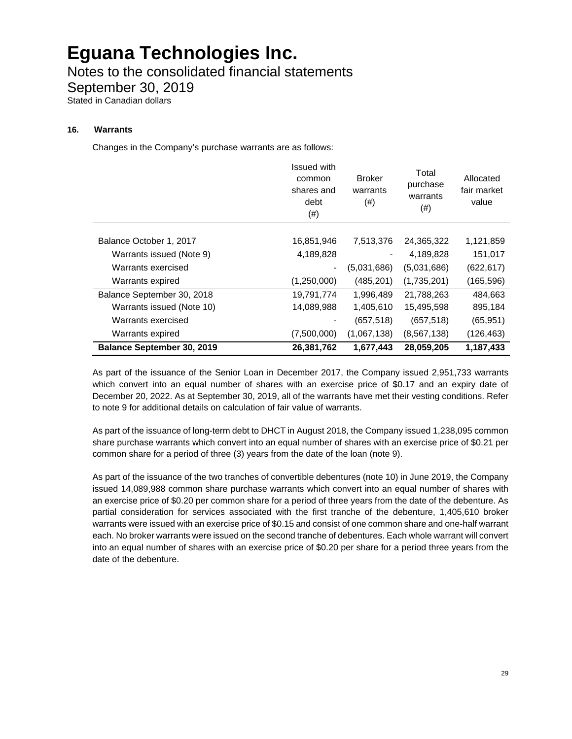# Eguana Technologies Inc.

Notes to the consolidated financial statements

September 30, 2019

Stated in Canadian dollars

### 16. Warrants

Changes in the Company's purchase warrants are as follows:

| | Issued with common shares and debt (#) | Broker warrants (#) | Total purchase warrants (#) | Allocated fair market value |
|---|---|---|---|---|
| Balance October 1, 2017 | 16,851,946 | 7,513,376 | 24,365,322 | 1,121,859 |
| Warrants issued (Note 9) | 4,189,828 | - | 4,189,828 | 151,017 |
| Warrants exercised | - | (5,031,686) | (5,031,686) | (622,617) |
| Warrants expired | (1,250,000) | (485,201) | (1,735,201) | (165,596) |
| Balance September 30, 2018 | 19,791,774 | 1,996,489 | 21,788,263 | 484,663 |
| Warrants issued (Note 10) | 14,089,988 | 1,405,610 | 15,495,598 | 895,184 |
| Warrants exercised | - | (657,518) | (657,518) | (65,951) |
| Warrants expired | (7,500,000) | (1,067,138) | (8,567,138) | (126,463) |
| **Balance September 30, 2019** | **26,381,762** | **1,677,443** | **28,059,205** | **1,187,433** |

As part of the issuance of the Senior Loan in December 2017, the Company issued 2,951,733 warrants which convert into an equal number of shares with an exercise price of $0.17 and an expiry date of December 20, 2022. As at September 30, 2019, all of the warrants have met their vesting conditions. Refer to note 9 for additional details on calculation of fair value of warrants.

As part of the issuance of long-term debt to DHCT in August 2018, the Company issued 1,238,095 common share purchase warrants which convert into an equal number of shares with an exercise price of $0.21 per common share for a period of three (3) years from the date of the loan (note 9).

As part of the issuance of the two tranches of convertible debentures (note 10) in June 2019, the Company issued 14,089,988 common share purchase warrants which convert into an equal number of shares with an exercise price of $0.20 per common share for a period of three years from the date of the debenture. As partial consideration for services associated with the first tranche of the debenture, 1,405,610 broker warrants were issued with an exercise price of $0.15 and consist of one common share and one-half warrant each. No broker warrants were issued on the second tranche of debentures. Each whole warrant will convert into an equal number of shares with an exercise price of $0.20 per share for a period three years from the date of the debenture.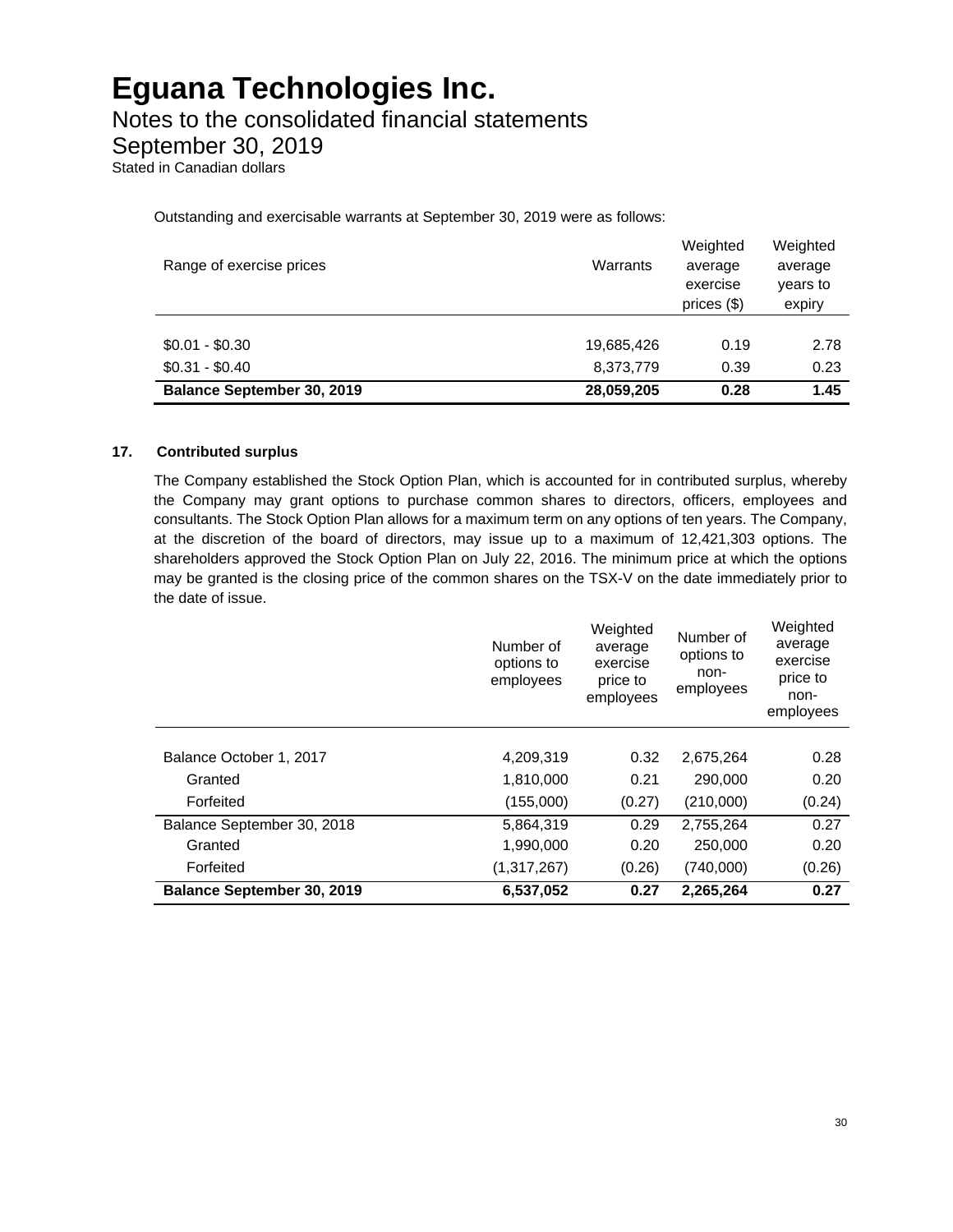# Eguana Technologies Inc.

Notes to the consolidated financial statements

September 30, 2019

Stated in Canadian dollars

Outstanding and exercisable warrants at September 30, 2019 were as follows:

| Range of exercise prices | Warrants | Weighted average exercise prices ($) | Weighted average years to expiry |
|---|---|---|---|
| $0.01 - $0.30 | 19,685,426 | 0.19 | 2.78 |
| $0.31 - $0.40 | 8,373,779 | 0.39 | 0.23 |
| **Balance September 30, 2019** | **28,059,205** | **0.28** | **1.45** |

## 17. Contributed surplus

The Company established the Stock Option Plan, which is accounted for in contributed surplus, whereby the Company may grant options to purchase common shares to directors, officers, employees and consultants. The Stock Option Plan allows for a maximum term on any options of ten years. The Company, at the discretion of the board of directors, may issue up to a maximum of 12,421,303 options. The shareholders approved the Stock Option Plan on July 22, 2016. The minimum price at which the options may be granted is the closing price of the common shares on the TSX-V on the date immediately prior to the date of issue.

| | Number of options to employees | Weighted average exercise price to employees | Number of options to non-employees | Weighted average exercise price to non-employees |
|---|---|---|---|---|
| Balance October 1, 2017 | 4,209,319 | 0.32 | 2,675,264 | 0.28 |
| Granted | 1,810,000 | 0.21 | 290,000 | 0.20 |
| Forfeited | (155,000) | (0.27) | (210,000) | (0.24) |
| Balance September 30, 2018 | 5,864,319 | 0.29 | 2,755,264 | 0.27 |
| Granted | 1,990,000 | 0.20 | 250,000 | 0.20 |
| Forfeited | (1,317,267) | (0.26) | (740,000) | (0.26) |
| **Balance September 30, 2019** | **6,537,052** | **0.27** | **2,265,264** | **0.27** |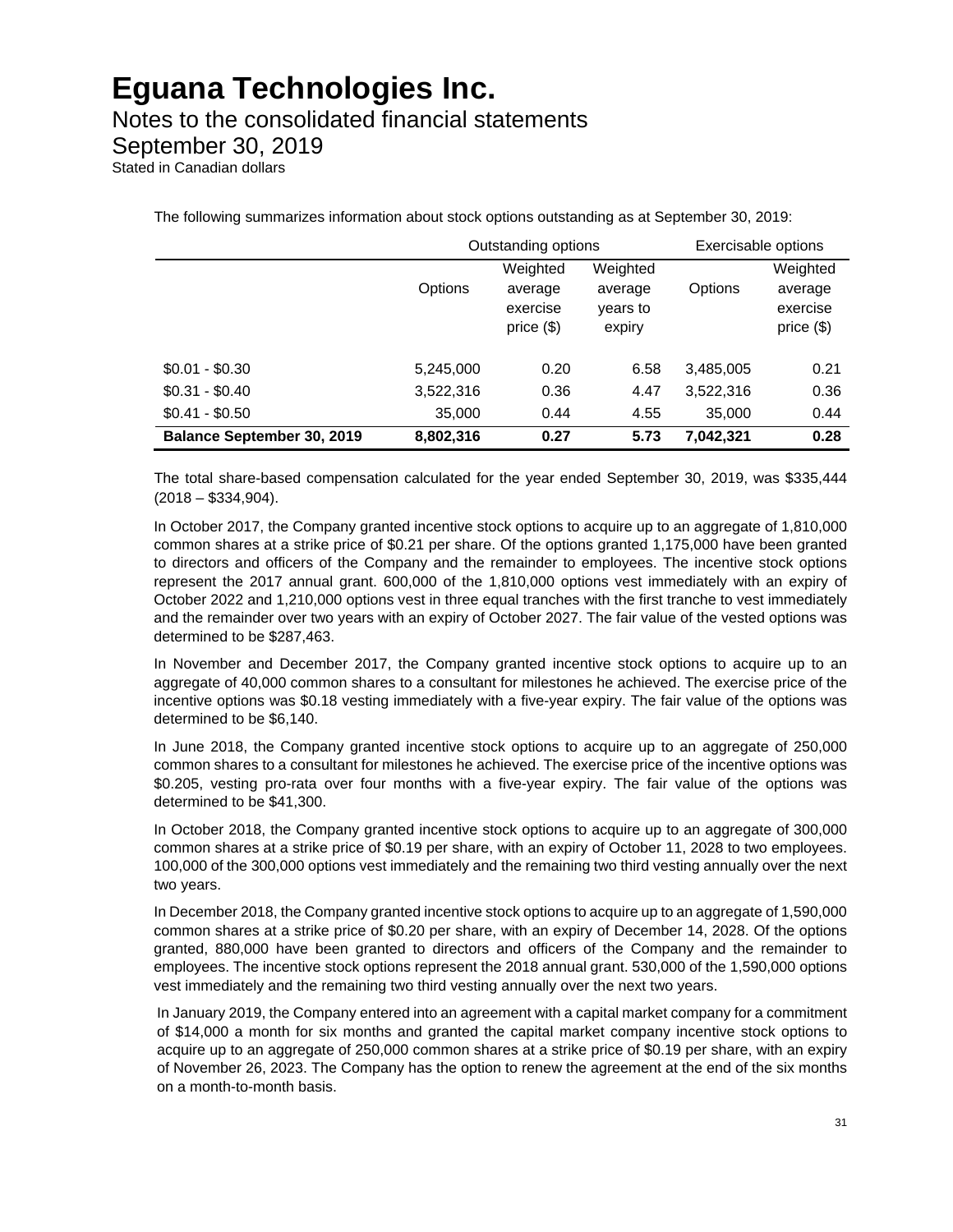# Eguana Technologies Inc.

## Notes to the consolidated financial statements

## September 30, 2019

Stated in Canadian dollars

The following summarizes information about stock options outstanding as at September 30, 2019:

| | Outstanding options | | | Exercisable options | |
|---|---|---|---|---|---|
| | Options | Weighted average exercise price ($) | Weighted average years to expiry | Options | Weighted average exercise price ($) |
| $0.01 - $0.30 | 5,245,000 | 0.20 | 6.58 | 3,485,005 | 0.21 |
| $0.31 - $0.40 | 3,522,316 | 0.36 | 4.47 | 3,522,316 | 0.36 |
| $0.41 - $0.50 | 35,000 | 0.44 | 4.55 | 35,000 | 0.44 |
| **Balance September 30, 2019** | **8,802,316** | **0.27** | **5.73** | **7,042,321** | **0.28** |

The total share-based compensation calculated for the year ended September 30, 2019, was $335,444 (2018 – $334,904).

In October 2017, the Company granted incentive stock options to acquire up to an aggregate of 1,810,000 common shares at a strike price of $0.21 per share. Of the options granted 1,175,000 have been granted to directors and officers of the Company and the remainder to employees. The incentive stock options represent the 2017 annual grant. 600,000 of the 1,810,000 options vest immediately with an expiry of October 2022 and 1,210,000 options vest in three equal tranches with the first tranche to vest immediately and the remainder over two years with an expiry of October 2027. The fair value of the vested options was determined to be $287,463.

In November and December 2017, the Company granted incentive stock options to acquire up to an aggregate of 40,000 common shares to a consultant for milestones he achieved. The exercise price of the incentive options was $0.18 vesting immediately with a five-year expiry. The fair value of the options was determined to be $6,140.

In June 2018, the Company granted incentive stock options to acquire up to an aggregate of 250,000 common shares to a consultant for milestones he achieved. The exercise price of the incentive options was $0.205, vesting pro-rata over four months with a five-year expiry. The fair value of the options was determined to be $41,300.

In October 2018, the Company granted incentive stock options to acquire up to an aggregate of 300,000 common shares at a strike price of $0.19 per share, with an expiry of October 11, 2028 to two employees. 100,000 of the 300,000 options vest immediately and the remaining two third vesting annually over the next two years.

In December 2018, the Company granted incentive stock options to acquire up to an aggregate of 1,590,000 common shares at a strike price of $0.20 per share, with an expiry of December 14, 2028. Of the options granted, 880,000 have been granted to directors and officers of the Company and the remainder to employees. The incentive stock options represent the 2018 annual grant. 530,000 of the 1,590,000 options vest immediately and the remaining two third vesting annually over the next two years.

In January 2019, the Company entered into an agreement with a capital market company for a commitment of $14,000 a month for six months and granted the capital market company incentive stock options to acquire up to an aggregate of 250,000 common shares at a strike price of $0.19 per share, with an expiry of November 26, 2023. The Company has the option to renew the agreement at the end of the six months on a month-to-month basis.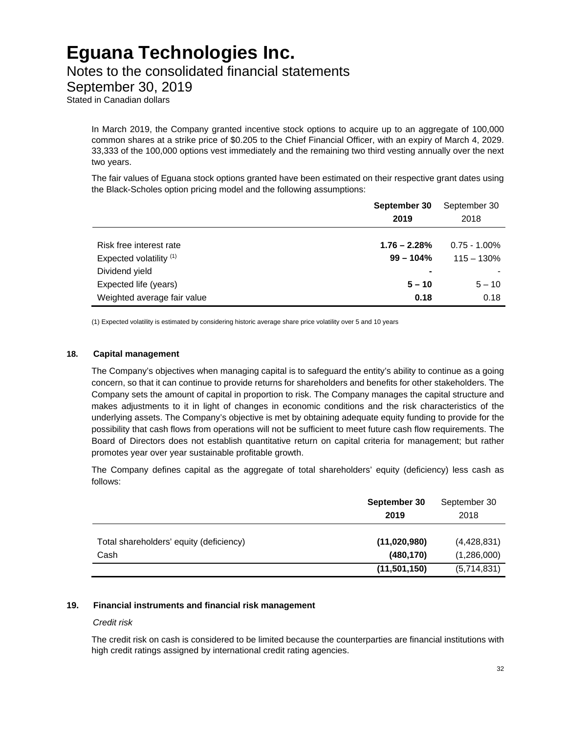In March 2019, the Company granted incentive stock options to acquire up to an aggregate of 100,000 common shares at a strike price of $0.205 to the Chief Financial Officer, with an expiry of March 4, 2029. 33,333 of the 100,000 options vest immediately and the remaining two third vesting annually over the next two years.

The fair values of Eguana stock options granted have been estimated on their respective grant dates using the Black-Scholes option pricing model and the following assumptions:

| | **September 30 2019** | September 30 2018 |
|---|---|---|
| Risk free interest rate | **1.76 – 2.28%** | 0.75 - 1.00% |
| Expected volatility [(1)] | **99 – 104%** | 115 – 130% |
| Dividend yield | **-** | - |
| Expected life (years) | **5 – 10** | 5 – 10 |
| Weighted average fair value | **0.18** | 0.18 |

(1) Expected volatility is estimated by considering historic average share price volatility over 5 and 10 years

## 18. Capital management

The Company's objectives when managing capital is to safeguard the entity's ability to continue as a going concern, so that it can continue to provide returns for shareholders and benefits for other stakeholders. The Company sets the amount of capital in proportion to risk. The Company manages the capital structure and makes adjustments to it in light of changes in economic conditions and the risk characteristics of the underlying assets. The Company's objective is met by obtaining adequate equity funding to provide for the possibility that cash flows from operations will not be sufficient to meet future cash flow requirements. The Board of Directors does not establish quantitative return on capital criteria for management; but rather promotes year over year sustainable profitable growth.

The Company defines capital as the aggregate of total shareholders' equity (deficiency) less cash as follows:

| | **September 30 2019** | September 30 2018 |
|---|---|---|
| Total shareholders' equity (deficiency) | **(11,020,980)** | (4,428,831) |
| Cash | **(480,170)** | (1,286,000) |
| | **(11,501,150)** | (5,714,831) |

## 19. Financial instruments and financial risk management

*Credit risk*

The credit risk on cash is considered to be limited because the counterparties are financial institutions with high credit ratings assigned by international credit rating agencies.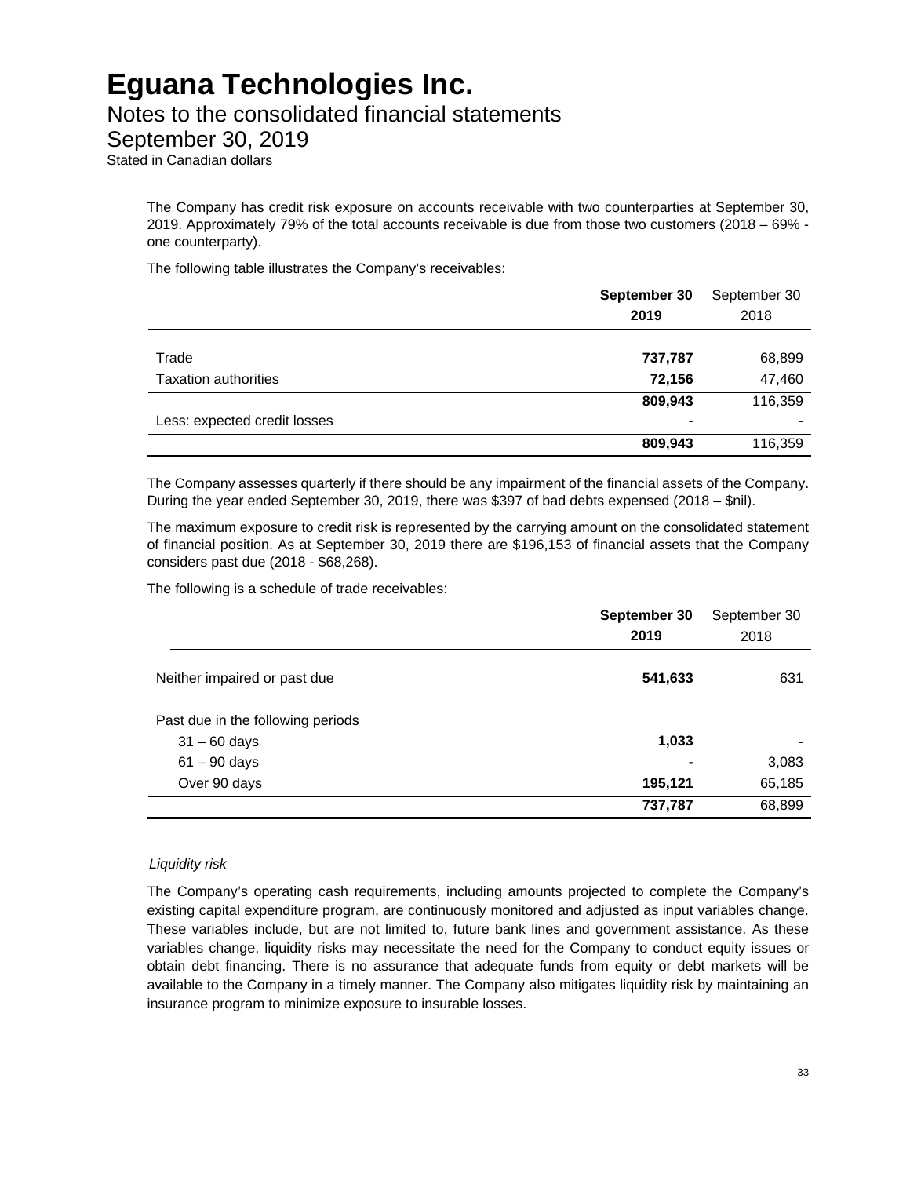# Eguana Technologies Inc.

## Notes to the consolidated financial statements

## September 30, 2019

Stated in Canadian dollars

The Company has credit risk exposure on accounts receivable with two counterparties at September 30, 2019. Approximately 79% of the total accounts receivable is due from those two customers (2018 – 69% - one counterparty).

The following table illustrates the Company's receivables:

| | **September 30 2019** | September 30 2018 |
|---|---|---|
| Trade | **737,787** | 68,899 |
| Taxation authorities | **72,156** | 47,460 |
| | **809,943** | 116,359 |
| Less: expected credit losses | - | - |
| | **809,943** | 116,359 |

The Company assesses quarterly if there should be any impairment of the financial assets of the Company. During the year ended September 30, 2019, there was $397 of bad debts expensed (2018 – $nil).

The maximum exposure to credit risk is represented by the carrying amount on the consolidated statement of financial position. As at September 30, 2019 there are $196,153 of financial assets that the Company considers past due (2018 - $68,268).

The following is a schedule of trade receivables:

| | **September 30 2019** | September 30 2018 |
|---|---|---|
| Neither impaired or past due | **541,633** | 631 |
| Past due in the following periods | | |
| 31 – 60 days | **1,033** | - |
| 61 – 90 days | **-** | 3,083 |
| Over 90 days | **195,121** | 65,185 |
| | **737,787** | 68,899 |

*Liquidity risk*

The Company's operating cash requirements, including amounts projected to complete the Company's existing capital expenditure program, are continuously monitored and adjusted as input variables change. These variables include, but are not limited to, future bank lines and government assistance. As these variables change, liquidity risks may necessitate the need for the Company to conduct equity issues or obtain debt financing. There is no assurance that adequate funds from equity or debt markets will be available to the Company in a timely manner. The Company also mitigates liquidity risk by maintaining an insurance program to minimize exposure to insurable losses.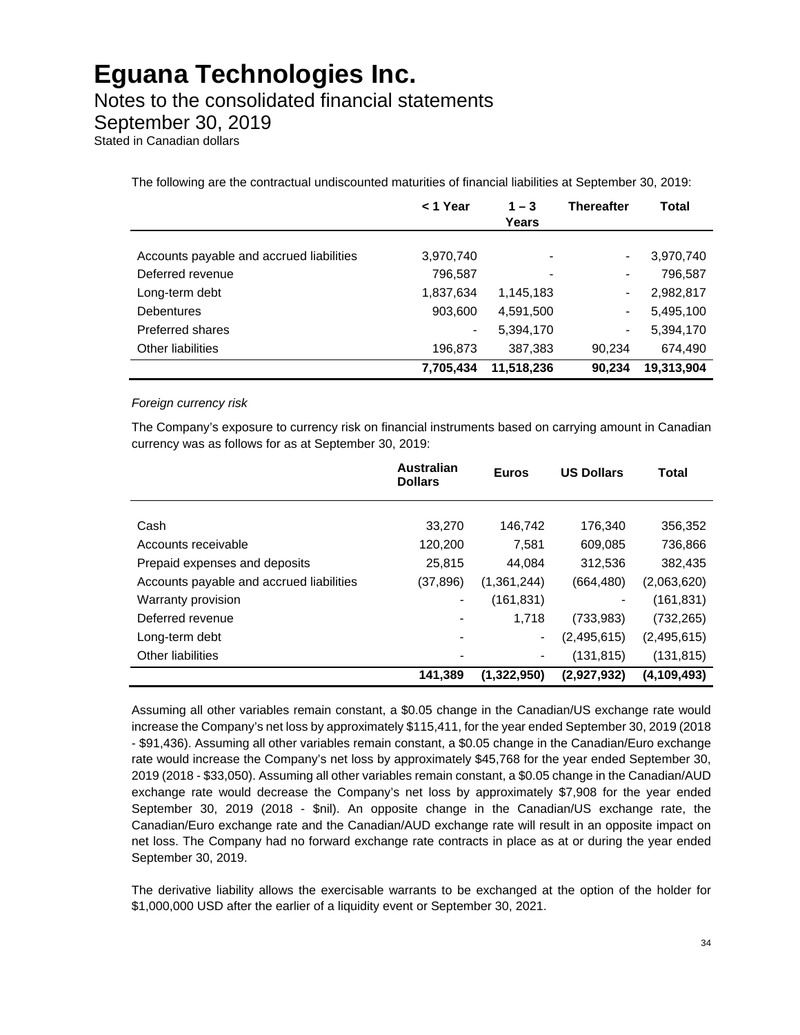# Eguana Technologies Inc.

## Notes to the consolidated financial statements

## September 30, 2019

Stated in Canadian dollars

The following are the contractual undiscounted maturities of financial liabilities at September 30, 2019:

| | < 1 Year | 1 – 3 Years | Thereafter | Total |
|---|---|---|---|---|
| Accounts payable and accrued liabilities | 3,970,740 | - | - | 3,970,740 |
| Deferred revenue | 796,587 | - | - | 796,587 |
| Long-term debt | 1,837,634 | 1,145,183 | - | 2,982,817 |
| Debentures | 903,600 | 4,591,500 | - | 5,495,100 |
| Preferred shares | - | 5,394,170 | - | 5,394,170 |
| Other liabilities | 196,873 | 387,383 | 90,234 | 674,490 |
| | **7,705,434** | **11,518,236** | **90,234** | **19,313,904** |

*Foreign currency risk*

The Company's exposure to currency risk on financial instruments based on carrying amount in Canadian currency was as follows for as at September 30, 2019:

| | Australian Dollars | Euros | US Dollars | Total |
|---|---|---|---|---|
| Cash | 33,270 | 146,742 | 176,340 | 356,352 |
| Accounts receivable | 120,200 | 7,581 | 609,085 | 736,866 |
| Prepaid expenses and deposits | 25,815 | 44,084 | 312,536 | 382,435 |
| Accounts payable and accrued liabilities | (37,896) | (1,361,244) | (664,480) | (2,063,620) |
| Warranty provision | - | (161,831) | - | (161,831) |
| Deferred revenue | - | 1,718 | (733,983) | (732,265) |
| Long-term debt | - | - | (2,495,615) | (2,495,615) |
| Other liabilities | - | - | (131,815) | (131,815) |
| | **141,389** | **(1,322,950)** | **(2,927,932)** | **(4,109,493)** |

Assuming all other variables remain constant, a \$0.05 change in the Canadian/US exchange rate would increase the Company's net loss by approximately \$115,411, for the year ended September 30, 2019 (2018 - \$91,436). Assuming all other variables remain constant, a \$0.05 change in the Canadian/Euro exchange rate would increase the Company's net loss by approximately \$45,768 for the year ended September 30, 2019 (2018 - \$33,050). Assuming all other variables remain constant, a \$0.05 change in the Canadian/AUD exchange rate would decrease the Company's net loss by approximately \$7,908 for the year ended September 30, 2019 (2018 - \$nil). An opposite change in the Canadian/US exchange rate, the Canadian/Euro exchange rate and the Canadian/AUD exchange rate will result in an opposite impact on net loss. The Company had no forward exchange rate contracts in place as at or during the year ended September 30, 2019.

The derivative liability allows the exercisable warrants to be exchanged at the option of the holder for \$1,000,000 USD after the earlier of a liquidity event or September 30, 2021.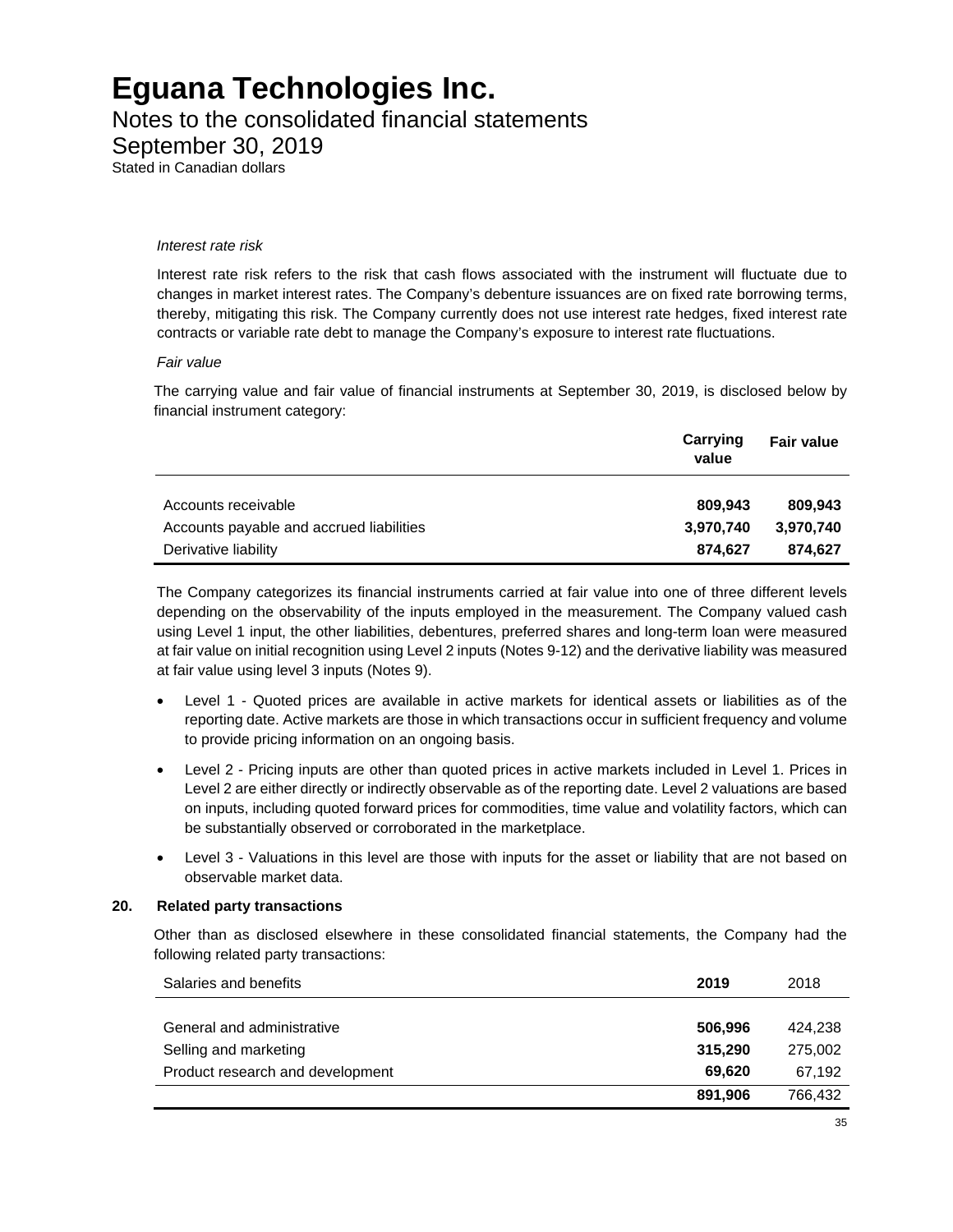*Interest rate risk*

Interest rate risk refers to the risk that cash flows associated with the instrument will fluctuate due to changes in market interest rates. The Company's debenture issuances are on fixed rate borrowing terms, thereby, mitigating this risk. The Company currently does not use interest rate hedges, fixed interest rate contracts or variable rate debt to manage the Company's exposure to interest rate fluctuations.

*Fair value*

The carrying value and fair value of financial instruments at September 30, 2019, is disclosed below by financial instrument category:

| | Carrying value | Fair value |
|---|---|---|
| Accounts receivable | **809,943** | **809,943** |
| Accounts payable and accrued liabilities | **3,970,740** | **3,970,740** |
| Derivative liability | **874,627** | **874,627** |

The Company categorizes its financial instruments carried at fair value into one of three different levels depending on the observability of the inputs employed in the measurement. The Company valued cash using Level 1 input, the other liabilities, debentures, preferred shares and long-term loan were measured at fair value on initial recognition using Level 2 inputs (Notes 9-12) and the derivative liability was measured at fair value using level 3 inputs (Notes 9).

- Level 1 - Quoted prices are available in active markets for identical assets or liabilities as of the reporting date. Active markets are those in which transactions occur in sufficient frequency and volume to provide pricing information on an ongoing basis.
- Level 2 - Pricing inputs are other than quoted prices in active markets included in Level 1. Prices in Level 2 are either directly or indirectly observable as of the reporting date. Level 2 valuations are based on inputs, including quoted forward prices for commodities, time value and volatility factors, which can be substantially observed or corroborated in the marketplace.
- Level 3 - Valuations in this level are those with inputs for the asset or liability that are not based on observable market data.

## 20. Related party transactions

Other than as disclosed elsewhere in these consolidated financial statements, the Company had the following related party transactions:

| Salaries and benefits | 2019 | 2018 |
|---|---|---|
| General and administrative | **506,996** | 424,238 |
| Selling and marketing | **315,290** | 275,002 |
| Product research and development | **69,620** | 67,192 |
| | **891,906** | 766,432 |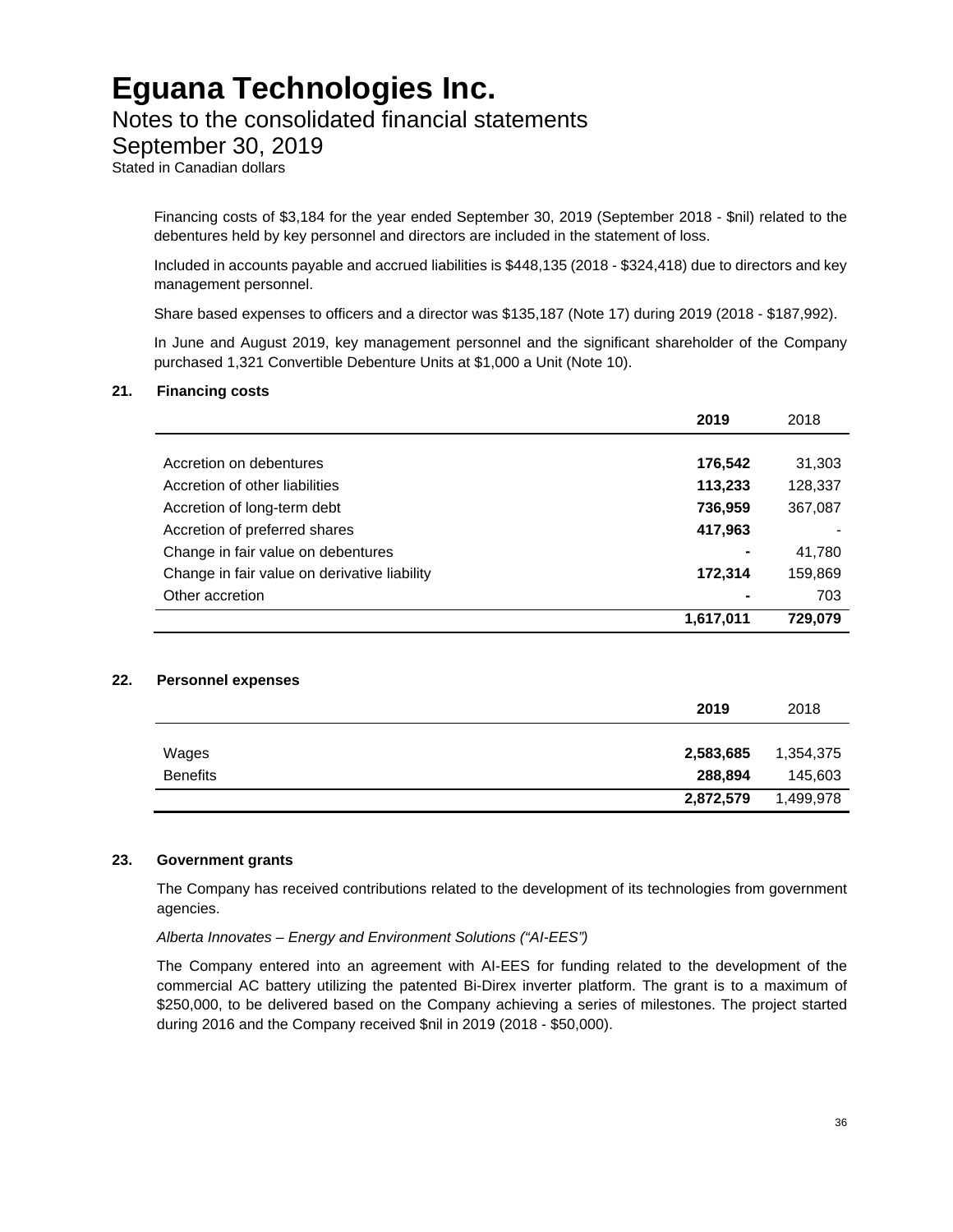Financing costs of $3,184 for the year ended September 30, 2019 (September 2018 - $nil) related to the debentures held by key personnel and directors are included in the statement of loss.

Included in accounts payable and accrued liabilities is $448,135 (2018 - $324,418) due to directors and key management personnel.

Share based expenses to officers and a director was $135,187 (Note 17) during 2019 (2018 - $187,992).

In June and August 2019, key management personnel and the significant shareholder of the Company purchased 1,321 Convertible Debenture Units at $1,000 a Unit (Note 10).

## 21. Financing costs

| | **2019** | 2018 |
|---|---|---|
| Accretion on debentures | **176,542** | 31,303 |
| Accretion of other liabilities | **113,233** | 128,337 |
| Accretion of long-term debt | **736,959** | 367,087 |
| Accretion of preferred shares | **417,963** | - |
| Change in fair value on debentures | **-** | 41,780 |
| Change in fair value on derivative liability | **172,314** | 159,869 |
| Other accretion | **-** | 703 |
| | **1,617,011** | **729,079** |

## 22. Personnel expenses

| | **2019** | 2018 |
|---|---|---|
| Wages | **2,583,685** | 1,354,375 |
| Benefits | **288,894** | 145,603 |
| | **2,872,579** | 1,499,978 |

## 23. Government grants

The Company has received contributions related to the development of its technologies from government agencies.

*Alberta Innovates – Energy and Environment Solutions ("AI-EES")*

The Company entered into an agreement with AI-EES for funding related to the development of the commercial AC battery utilizing the patented Bi-Direx inverter platform. The grant is to a maximum of $250,000, to be delivered based on the Company achieving a series of milestones. The project started during 2016 and the Company received $nil in 2019 (2018 - $50,000).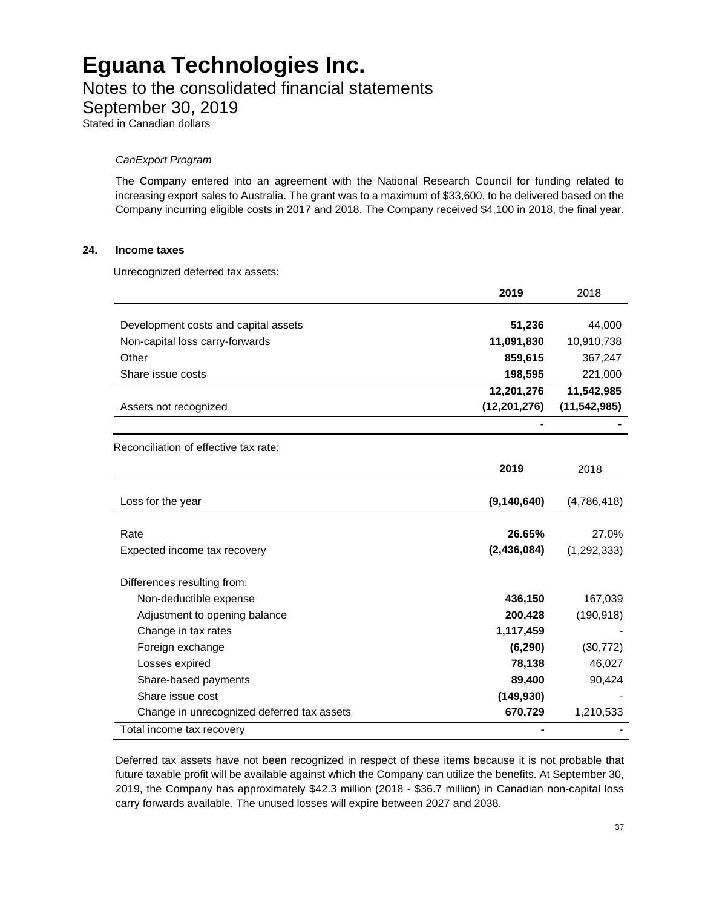# Eguana Technologies Inc.
## Notes to the consolidated financial statements
## September 30, 2019
Stated in Canadian dollars

*CanExport Program*

The Company entered into an agreement with the National Research Council for funding related to increasing export sales to Australia. The grant was to a maximum of $33,600, to be delivered based on the Company incurring eligible costs in 2017 and 2018. The Company received $4,100 in 2018, the final year.

### 24. Income taxes

Unrecognized deferred tax assets:

| | **2019** | 2018 |
|---|---|---|
| Development costs and capital assets | **51,236** | 44,000 |
| Non-capital loss carry-forwards | **11,091,830** | 10,910,738 |
| Other | **859,615** | 367,247 |
| Share issue costs | **198,595** | 221,000 |
| | **12,201,276** | **11,542,985** |
| Assets not recognized | **(12,201,276)** | **(11,542,985)** |
| | **-** | **-** |

Reconciliation of effective tax rate:

| | **2019** | 2018 |
|---|---|---|
| Loss for the year | **(9,140,640)** | (4,786,418) |
| Rate | **26.65%** | 27.0% |
| Expected income tax recovery | **(2,436,084)** | (1,292,333) |
| Differences resulting from: | | |
| Non-deductible expense | **436,150** | 167,039 |
| Adjustment to opening balance | **200,428** | (190,918) |
| Change in tax rates | **1,117,459** | - |
| Foreign exchange | **(6,290)** | (30,772) |
| Losses expired | **78,138** | 46,027 |
| Share-based payments | **89,400** | 90,424 |
| Share issue cost | **(149,930)** | - |
| Change in unrecognized deferred tax assets | **670,729** | 1,210,533 |
| Total income tax recovery | **-** | - |

Deferred tax assets have not been recognized in respect of these items because it is not probable that future taxable profit will be available against which the Company can utilize the benefits. At September 30, 2019, the Company has approximately $42.3 million (2018 - $36.7 million) in Canadian non-capital loss carry forwards available. The unused losses will expire between 2027 and 2038.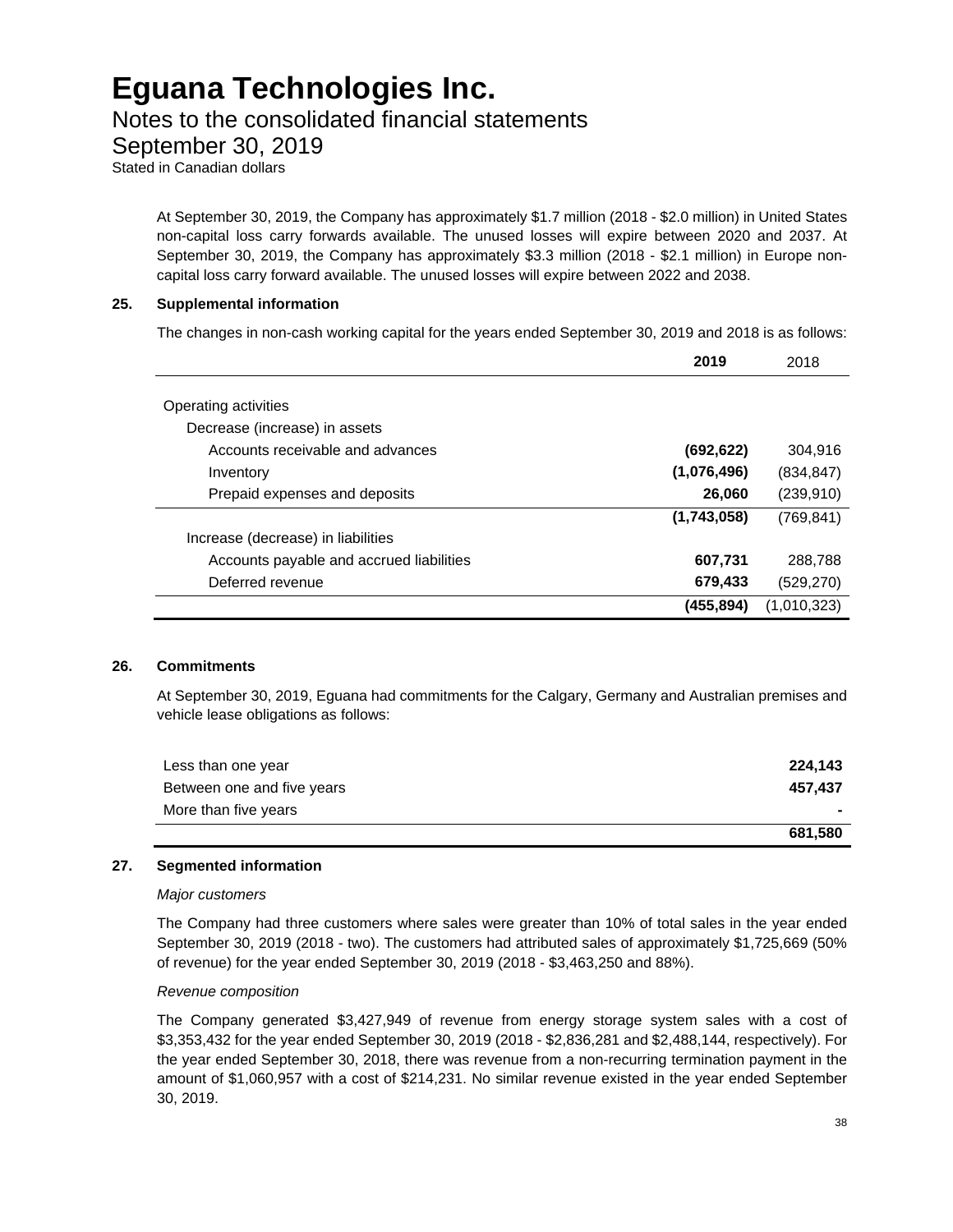# Eguana Technologies Inc.

## Notes to the consolidated financial statements

## September 30, 2019

Stated in Canadian dollars

At September 30, 2019, the Company has approximately \$1.7 million (2018 - \$2.0 million) in United States non-capital loss carry forwards available. The unused losses will expire between 2020 and 2037. At September 30, 2019, the Company has approximately \$3.3 million (2018 - \$2.1 million) in Europe non-capital loss carry forward available. The unused losses will expire between 2022 and 2038.

### 25. Supplemental information

The changes in non-cash working capital for the years ended September 30, 2019 and 2018 is as follows:

| | **2019** | 2018 |
|---|---|---|
| Operating activities | | |
| Decrease (increase) in assets | | |
| Accounts receivable and advances | **(692,622)** | 304,916 |
| Inventory | **(1,076,496)** | (834,847) |
| Prepaid expenses and deposits | **26,060** | (239,910) |
| | **(1,743,058)** | (769,841) |
| Increase (decrease) in liabilities | | |
| Accounts payable and accrued liabilities | **607,731** | 288,788 |
| Deferred revenue | **679,433** | (529,270) |
| | **(455,894)** | (1,010,323) |

### 26. Commitments

At September 30, 2019, Eguana had commitments for the Calgary, Germany and Australian premises and vehicle lease obligations as follows:

| | |
|---|---|
| Less than one year | **224,143** |
| Between one and five years | **457,437** |
| More than five years | **-** |
| | **681,580** |

### 27. Segmented information

*Major customers*

The Company had three customers where sales were greater than 10% of total sales in the year ended September 30, 2019 (2018 - two). The customers had attributed sales of approximately \$1,725,669 (50% of revenue) for the year ended September 30, 2019 (2018 - \$3,463,250 and 88%).

*Revenue composition*

The Company generated \$3,427,949 of revenue from energy storage system sales with a cost of \$3,353,432 for the year ended September 30, 2019 (2018 - \$2,836,281 and \$2,488,144, respectively). For the year ended September 30, 2018, there was revenue from a non-recurring termination payment in the amount of \$1,060,957 with a cost of \$214,231. No similar revenue existed in the year ended September 30, 2019.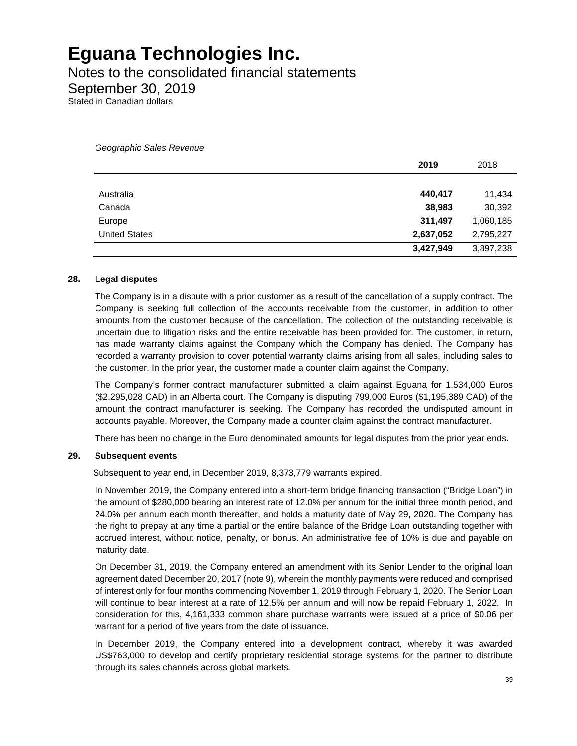# Eguana Technologies Inc.

Notes to the consolidated financial statements

September 30, 2019

Stated in Canadian dollars

*Geographic Sales Revenue*

| | 2019 | 2018 |
|---|---|---|
| Australia | **440,417** | 11,434 |
| Canada | **38,983** | 30,392 |
| Europe | **311,497** | 1,060,185 |
| United States | **2,637,052** | 2,795,227 |
| | **3,427,949** | 3,897,238 |

## 28. Legal disputes

The Company is in a dispute with a prior customer as a result of the cancellation of a supply contract. The Company is seeking full collection of the accounts receivable from the customer, in addition to other amounts from the customer because of the cancellation. The collection of the outstanding receivable is uncertain due to litigation risks and the entire receivable has been provided for. The customer, in return, has made warranty claims against the Company which the Company has denied. The Company has recorded a warranty provision to cover potential warranty claims arising from all sales, including sales to the customer. In the prior year, the customer made a counter claim against the Company.

The Company's former contract manufacturer submitted a claim against Eguana for 1,534,000 Euros ($2,295,028 CAD) in an Alberta court. The Company is disputing 799,000 Euros ($1,195,389 CAD) of the amount the contract manufacturer is seeking. The Company has recorded the undisputed amount in accounts payable. Moreover, the Company made a counter claim against the contract manufacturer.

There has been no change in the Euro denominated amounts for legal disputes from the prior year ends.

## 29. Subsequent events

Subsequent to year end, in December 2019, 8,373,779 warrants expired.

In November 2019, the Company entered into a short-term bridge financing transaction ("Bridge Loan") in the amount of $280,000 bearing an interest rate of 12.0% per annum for the initial three month period, and 24.0% per annum each month thereafter, and holds a maturity date of May 29, 2020. The Company has the right to prepay at any time a partial or the entire balance of the Bridge Loan outstanding together with accrued interest, without notice, penalty, or bonus. An administrative fee of 10% is due and payable on maturity date.

On December 31, 2019, the Company entered an amendment with its Senior Lender to the original loan agreement dated December 20, 2017 (note 9), wherein the monthly payments were reduced and comprised of interest only for four months commencing November 1, 2019 through February 1, 2020. The Senior Loan will continue to bear interest at a rate of 12.5% per annum and will now be repaid February 1, 2022. In consideration for this, 4,161,333 common share purchase warrants were issued at a price of $0.06 per warrant for a period of five years from the date of issuance.

In December 2019, the Company entered into a development contract, whereby it was awarded US$763,000 to develop and certify proprietary residential storage systems for the partner to distribute through its sales channels across global markets.